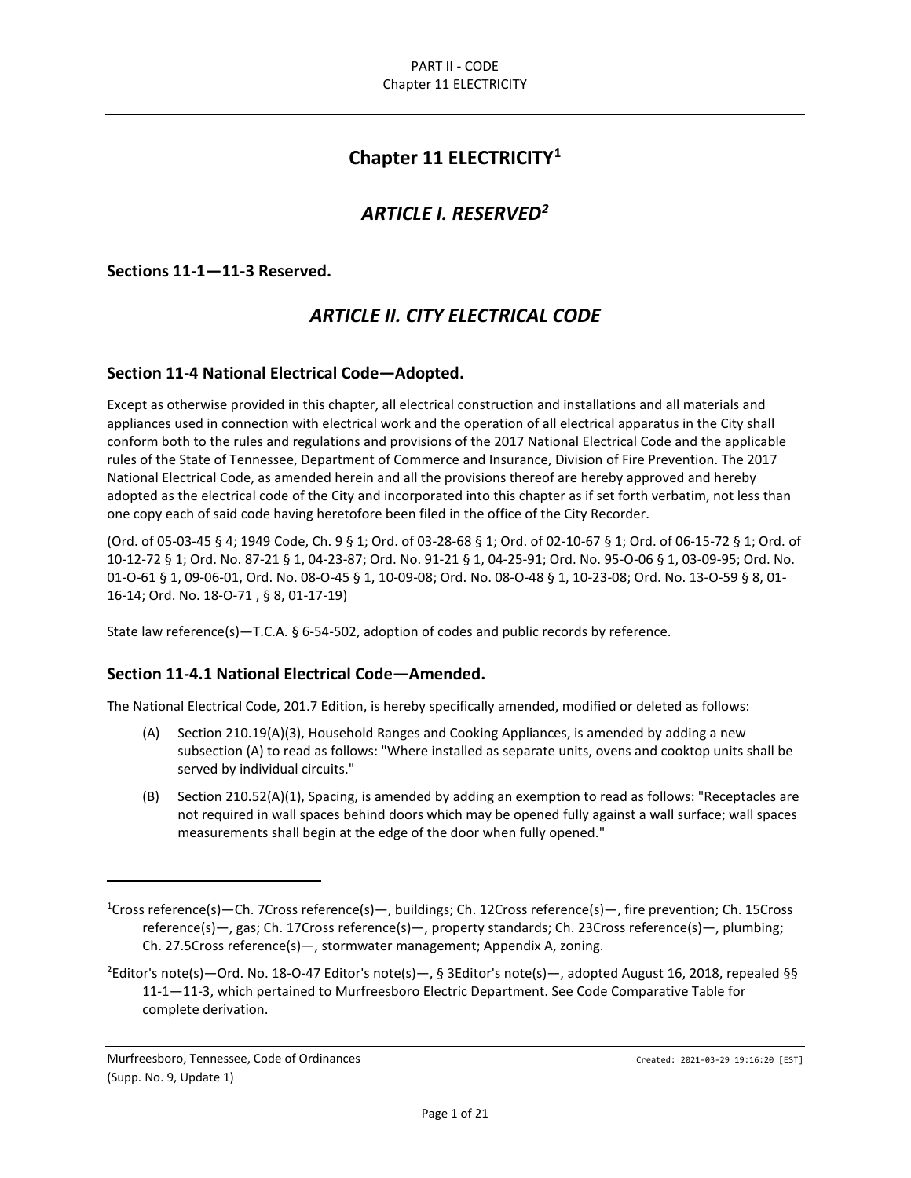# Chapter 11 ELECTRICITY[1]

## *ARTICLE I. RESERVED[2]*

### Sections 11-1—11-3 Reserved.

## *ARTICLE II. CITY ELECTRICAL CODE*

### Section 11-4 National Electrical Code—Adopted.

Except as otherwise provided in this chapter, all electrical construction and installations and all materials and appliances used in connection with electrical work and the operation of all electrical apparatus in the City shall conform both to the rules and regulations and provisions of the 2017 National Electrical Code and the applicable rules of the State of Tennessee, Department of Commerce and Insurance, Division of Fire Prevention. The 2017 National Electrical Code, as amended herein and all the provisions thereof are hereby approved and hereby adopted as the electrical code of the City and incorporated into this chapter as if set forth verbatim, not less than one copy each of said code having heretofore been filed in the office of the City Recorder.

(Ord. of 05-03-45 § 4; 1949 Code, Ch. 9 § 1; Ord. of 03-28-68 § 1; Ord. of 02-10-67 § 1; Ord. of 06-15-72 § 1; Ord. of 10-12-72 § 1; Ord. No. 87-21 § 1, 04-23-87; Ord. No. 91-21 § 1, 04-25-91; Ord. No. 95-O-06 § 1, 03-09-95; Ord. No. 01-O-61 § 1, 09-06-01, Ord. No. 08-O-45 § 1, 10-09-08; Ord. No. 08-O-48 § 1, 10-23-08; Ord. No. 13-O-59 § 8, 01-16-14; Ord. No. 18-O-71 , § 8, 01-17-19)

State law reference(s)—T.C.A. § 6-54-502, adoption of codes and public records by reference.

### Section 11-4.1 National Electrical Code—Amended.

The National Electrical Code, 201.7 Edition, is hereby specifically amended, modified or deleted as follows:

(A) Section 210.19(A)(3), Household Ranges and Cooking Appliances, is amended by adding a new subsection (A) to read as follows: "Where installed as separate units, ovens and cooktop units shall be served by individual circuits."

(B) Section 210.52(A)(1), Spacing, is amended by adding an exemption to read as follows: "Receptacles are not required in wall spaces behind doors which may be opened fully against a wall surface; wall spaces measurements shall begin at the edge of the door when fully opened."

---

[1]Cross reference(s)—Ch. 7Cross reference(s)—, buildings; Ch. 12Cross reference(s)—, fire prevention; Ch. 15Cross reference(s)—, gas; Ch. 17Cross reference(s)—, property standards; Ch. 23Cross reference(s)—, plumbing; Ch. 27.5Cross reference(s)—, stormwater management; Appendix A, zoning.

[2]Editor's note(s)—Ord. No. 18-O-47 Editor's note(s)—, § 3Editor's note(s)—, adopted August 16, 2018, repealed §§ 11-1—11-3, which pertained to Murfreesboro Electric Department. See Code Comparative Table for complete derivation.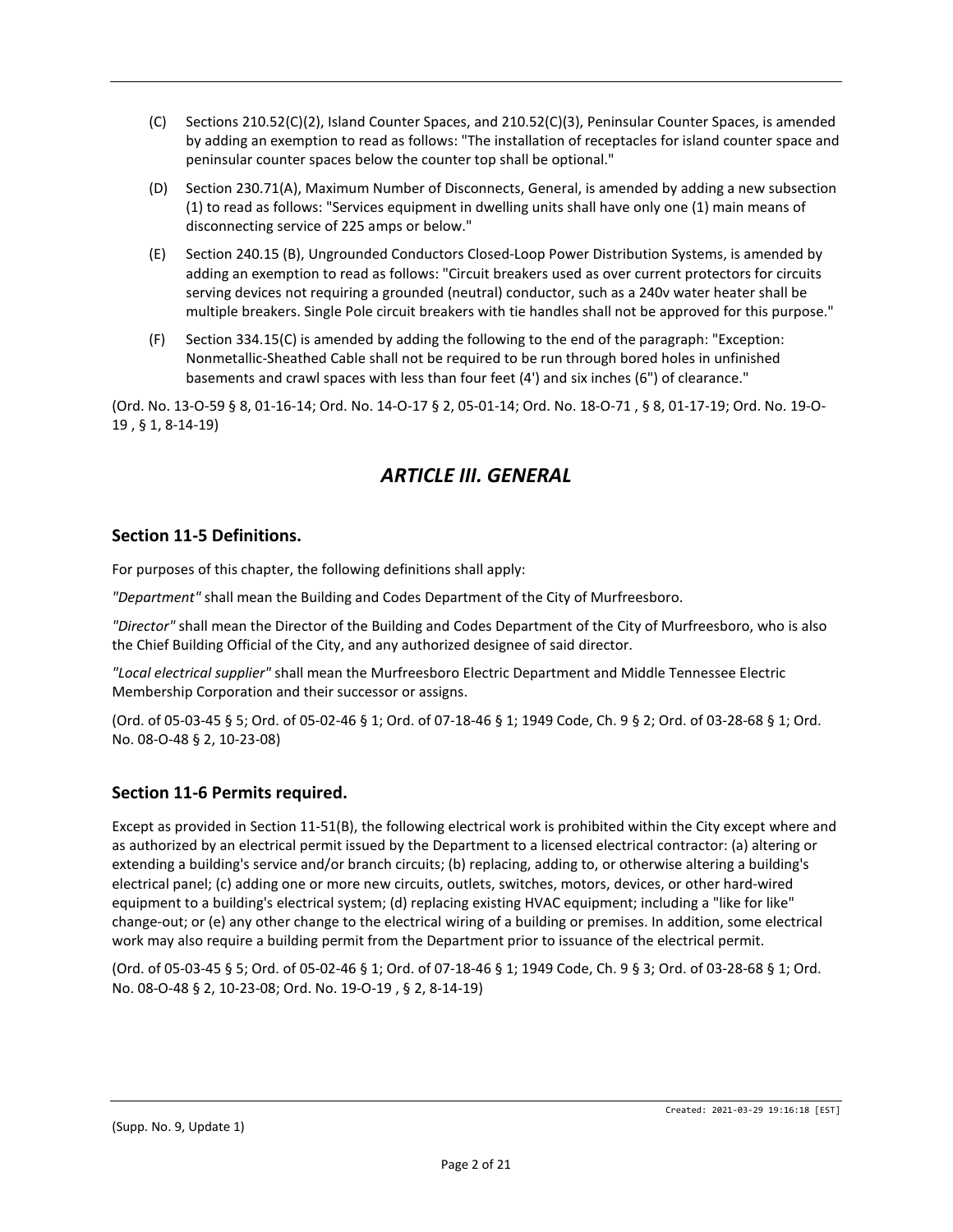(C) Sections 210.52(C)(2), Island Counter Spaces, and 210.52(C)(3), Peninsular Counter Spaces, is amended by adding an exemption to read as follows: "The installation of receptacles for island counter space and peninsular counter spaces below the counter top shall be optional."

(D) Section 230.71(A), Maximum Number of Disconnects, General, is amended by adding a new subsection (1) to read as follows: "Services equipment in dwelling units shall have only one (1) main means of disconnecting service of 225 amps or below."

(E) Section 240.15 (B), Ungrounded Conductors Closed-Loop Power Distribution Systems, is amended by adding an exemption to read as follows: "Circuit breakers used as over current protectors for circuits serving devices not requiring a grounded (neutral) conductor, such as a 240v water heater shall be multiple breakers. Single Pole circuit breakers with tie handles shall not be approved for this purpose."

(F) Section 334.15(C) is amended by adding the following to the end of the paragraph: "Exception: Nonmetallic-Sheathed Cable shall not be required to be run through bored holes in unfinished basements and crawl spaces with less than four feet (4') and six inches (6") of clearance."

(Ord. No. 13-O-59 § 8, 01-16-14; Ord. No. 14-O-17 § 2, 05-01-14; Ord. No. 18-O-71 , § 8, 01-17-19; Ord. No. 19-O-19 , § 1, 8-14-19)

# *ARTICLE III. GENERAL*

## Section 11-5 Definitions.

For purposes of this chapter, the following definitions shall apply:

*"Department"* shall mean the Building and Codes Department of the City of Murfreesboro.

*"Director"* shall mean the Director of the Building and Codes Department of the City of Murfreesboro, who is also the Chief Building Official of the City, and any authorized designee of said director.

*"Local electrical supplier"* shall mean the Murfreesboro Electric Department and Middle Tennessee Electric Membership Corporation and their successor or assigns.

(Ord. of 05-03-45 § 5; Ord. of 05-02-46 § 1; Ord. of 07-18-46 § 1; 1949 Code, Ch. 9 § 2; Ord. of 03-28-68 § 1; Ord. No. 08-O-48 § 2, 10-23-08)

## Section 11-6 Permits required.

Except as provided in Section 11-51(B), the following electrical work is prohibited within the City except where and as authorized by an electrical permit issued by the Department to a licensed electrical contractor: (a) altering or extending a building's service and/or branch circuits; (b) replacing, adding to, or otherwise altering a building's electrical panel; (c) adding one or more new circuits, outlets, switches, motors, devices, or other hard-wired equipment to a building's electrical system; (d) replacing existing HVAC equipment; including a "like for like" change-out; or (e) any other change to the electrical wiring of a building or premises. In addition, some electrical work may also require a building permit from the Department prior to issuance of the electrical permit.

(Ord. of 05-03-45 § 5; Ord. of 05-02-46 § 1; Ord. of 07-18-46 § 1; 1949 Code, Ch. 9 § 3; Ord. of 03-28-68 § 1; Ord. No. 08-O-48 § 2, 10-23-08; Ord. No. 19-O-19 , § 2, 8-14-19)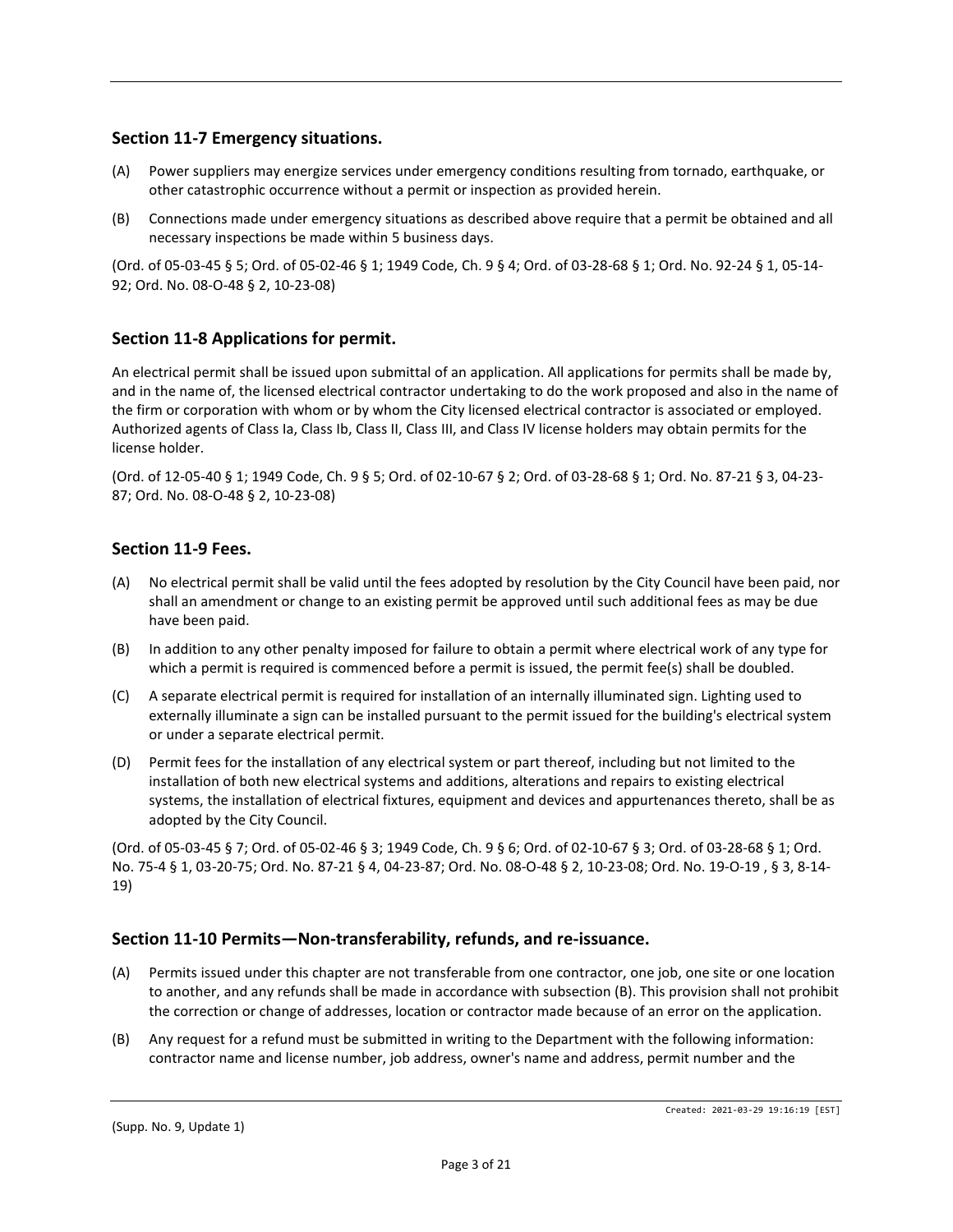## Section 11-7 Emergency situations.

(A) Power suppliers may energize services under emergency conditions resulting from tornado, earthquake, or other catastrophic occurrence without a permit or inspection as provided herein.

(B) Connections made under emergency situations as described above require that a permit be obtained and all necessary inspections be made within 5 business days.

(Ord. of 05-03-45 § 5; Ord. of 05-02-46 § 1; 1949 Code, Ch. 9 § 4; Ord. of 03-28-68 § 1; Ord. No. 92-24 § 1, 05-14-92; Ord. No. 08-O-48 § 2, 10-23-08)

## Section 11-8 Applications for permit.

An electrical permit shall be issued upon submittal of an application. All applications for permits shall be made by, and in the name of, the licensed electrical contractor undertaking to do the work proposed and also in the name of the firm or corporation with whom or by whom the City licensed electrical contractor is associated or employed. Authorized agents of Class Ia, Class Ib, Class II, Class III, and Class IV license holders may obtain permits for the license holder.

(Ord. of 12-05-40 § 1; 1949 Code, Ch. 9 § 5; Ord. of 02-10-67 § 2; Ord. of 03-28-68 § 1; Ord. No. 87-21 § 3, 04-23-87; Ord. No. 08-O-48 § 2, 10-23-08)

## Section 11-9 Fees.

(A) No electrical permit shall be valid until the fees adopted by resolution by the City Council have been paid, nor shall an amendment or change to an existing permit be approved until such additional fees as may be due have been paid.

(B) In addition to any other penalty imposed for failure to obtain a permit where electrical work of any type for which a permit is required is commenced before a permit is issued, the permit fee(s) shall be doubled.

(C) A separate electrical permit is required for installation of an internally illuminated sign. Lighting used to externally illuminate a sign can be installed pursuant to the permit issued for the building's electrical system or under a separate electrical permit.

(D) Permit fees for the installation of any electrical system or part thereof, including but not limited to the installation of both new electrical systems and additions, alterations and repairs to existing electrical systems, the installation of electrical fixtures, equipment and devices and appurtenances thereto, shall be as adopted by the City Council.

(Ord. of 05-03-45 § 7; Ord. of 05-02-46 § 3; 1949 Code, Ch. 9 § 6; Ord. of 02-10-67 § 3; Ord. of 03-28-68 § 1; Ord. No. 75-4 § 1, 03-20-75; Ord. No. 87-21 § 4, 04-23-87; Ord. No. 08-O-48 § 2, 10-23-08; Ord. No. 19-O-19 , § 3, 8-14-19)

## Section 11-10 Permits—Non-transferability, refunds, and re-issuance.

(A) Permits issued under this chapter are not transferable from one contractor, one job, one site or one location to another, and any refunds shall be made in accordance with subsection (B). This provision shall not prohibit the correction or change of addresses, location or contractor made because of an error on the application.

(B) Any request for a refund must be submitted in writing to the Department with the following information: contractor name and license number, job address, owner's name and address, permit number and the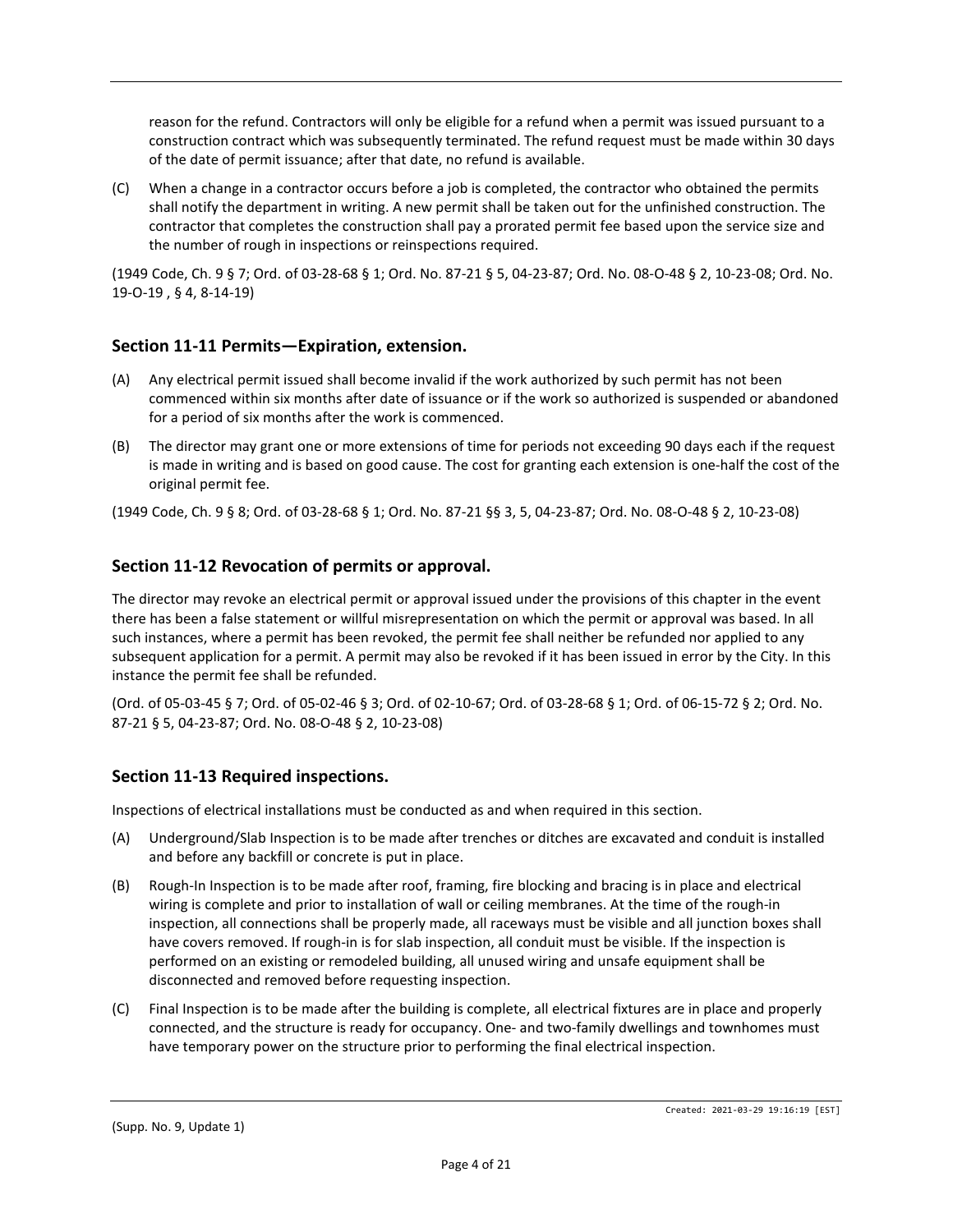reason for the refund. Contractors will only be eligible for a refund when a permit was issued pursuant to a construction contract which was subsequently terminated. The refund request must be made within 30 days of the date of permit issuance; after that date, no refund is available.

(C) When a change in a contractor occurs before a job is completed, the contractor who obtained the permits shall notify the department in writing. A new permit shall be taken out for the unfinished construction. The contractor that completes the construction shall pay a prorated permit fee based upon the service size and the number of rough in inspections or reinspections required.

(1949 Code, Ch. 9 § 7; Ord. of 03-28-68 § 1; Ord. No. 87-21 § 5, 04-23-87; Ord. No. 08-O-48 § 2, 10-23-08; Ord. No. 19-O-19 , § 4, 8-14-19)

## Section 11-11 Permits—Expiration, extension.

(A) Any electrical permit issued shall become invalid if the work authorized by such permit has not been commenced within six months after date of issuance or if the work so authorized is suspended or abandoned for a period of six months after the work is commenced.

(B) The director may grant one or more extensions of time for periods not exceeding 90 days each if the request is made in writing and is based on good cause. The cost for granting each extension is one-half the cost of the original permit fee.

(1949 Code, Ch. 9 § 8; Ord. of 03-28-68 § 1; Ord. No. 87-21 §§ 3, 5, 04-23-87; Ord. No. 08-O-48 § 2, 10-23-08)

## Section 11-12 Revocation of permits or approval.

The director may revoke an electrical permit or approval issued under the provisions of this chapter in the event there has been a false statement or willful misrepresentation on which the permit or approval was based. In all such instances, where a permit has been revoked, the permit fee shall neither be refunded nor applied to any subsequent application for a permit. A permit may also be revoked if it has been issued in error by the City. In this instance the permit fee shall be refunded.

(Ord. of 05-03-45 § 7; Ord. of 05-02-46 § 3; Ord. of 02-10-67; Ord. of 03-28-68 § 1; Ord. of 06-15-72 § 2; Ord. No. 87-21 § 5, 04-23-87; Ord. No. 08-O-48 § 2, 10-23-08)

## Section 11-13 Required inspections.

Inspections of electrical installations must be conducted as and when required in this section.

(A) Underground/Slab Inspection is to be made after trenches or ditches are excavated and conduit is installed and before any backfill or concrete is put in place.

(B) Rough-In Inspection is to be made after roof, framing, fire blocking and bracing is in place and electrical wiring is complete and prior to installation of wall or ceiling membranes. At the time of the rough-in inspection, all connections shall be properly made, all raceways must be visible and all junction boxes shall have covers removed. If rough-in is for slab inspection, all conduit must be visible. If the inspection is performed on an existing or remodeled building, all unused wiring and unsafe equipment shall be disconnected and removed before requesting inspection.

(C) Final Inspection is to be made after the building is complete, all electrical fixtures are in place and properly connected, and the structure is ready for occupancy. One- and two-family dwellings and townhomes must have temporary power on the structure prior to performing the final electrical inspection.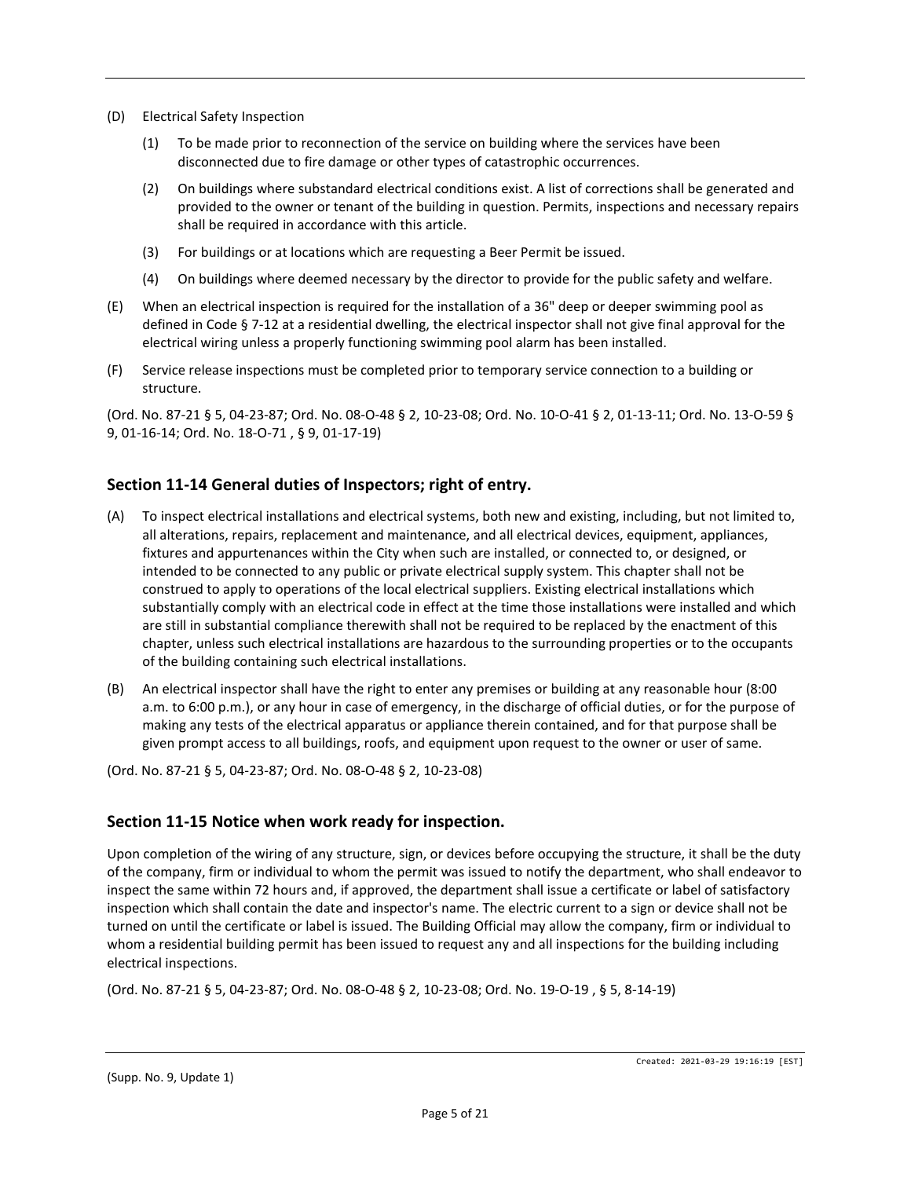(D) Electrical Safety Inspection

(1) To be made prior to reconnection of the service on building where the services have been disconnected due to fire damage or other types of catastrophic occurrences.

(2) On buildings where substandard electrical conditions exist. A list of corrections shall be generated and provided to the owner or tenant of the building in question. Permits, inspections and necessary repairs shall be required in accordance with this article.

(3) For buildings or at locations which are requesting a Beer Permit be issued.

(4) On buildings where deemed necessary by the director to provide for the public safety and welfare.

(E) When an electrical inspection is required for the installation of a 36" deep or deeper swimming pool as defined in Code § 7-12 at a residential dwelling, the electrical inspector shall not give final approval for the electrical wiring unless a properly functioning swimming pool alarm has been installed.

(F) Service release inspections must be completed prior to temporary service connection to a building or structure.

(Ord. No. 87-21 § 5, 04-23-87; Ord. No. 08-O-48 § 2, 10-23-08; Ord. No. 10-O-41 § 2, 01-13-11; Ord. No. 13-O-59 § 9, 01-16-14; Ord. No. 18-O-71 , § 9, 01-17-19)

## Section 11-14 General duties of Inspectors; right of entry.

(A) To inspect electrical installations and electrical systems, both new and existing, including, but not limited to, all alterations, repairs, replacement and maintenance, and all electrical devices, equipment, appliances, fixtures and appurtenances within the City when such are installed, or connected to, or designed, or intended to be connected to any public or private electrical supply system. This chapter shall not be construed to apply to operations of the local electrical suppliers. Existing electrical installations which substantially comply with an electrical code in effect at the time those installations were installed and which are still in substantial compliance therewith shall not be required to be replaced by the enactment of this chapter, unless such electrical installations are hazardous to the surrounding properties or to the occupants of the building containing such electrical installations.

(B) An electrical inspector shall have the right to enter any premises or building at any reasonable hour (8:00 a.m. to 6:00 p.m.), or any hour in case of emergency, in the discharge of official duties, or for the purpose of making any tests of the electrical apparatus or appliance therein contained, and for that purpose shall be given prompt access to all buildings, roofs, and equipment upon request to the owner or user of same.

(Ord. No. 87-21 § 5, 04-23-87; Ord. No. 08-O-48 § 2, 10-23-08)

## Section 11-15 Notice when work ready for inspection.

Upon completion of the wiring of any structure, sign, or devices before occupying the structure, it shall be the duty of the company, firm or individual to whom the permit was issued to notify the department, who shall endeavor to inspect the same within 72 hours and, if approved, the department shall issue a certificate or label of satisfactory inspection which shall contain the date and inspector's name. The electric current to a sign or device shall not be turned on until the certificate or label is issued. The Building Official may allow the company, firm or individual to whom a residential building permit has been issued to request any and all inspections for the building including electrical inspections.

(Ord. No. 87-21 § 5, 04-23-87; Ord. No. 08-O-48 § 2, 10-23-08; Ord. No. 19-O-19 , § 5, 8-14-19)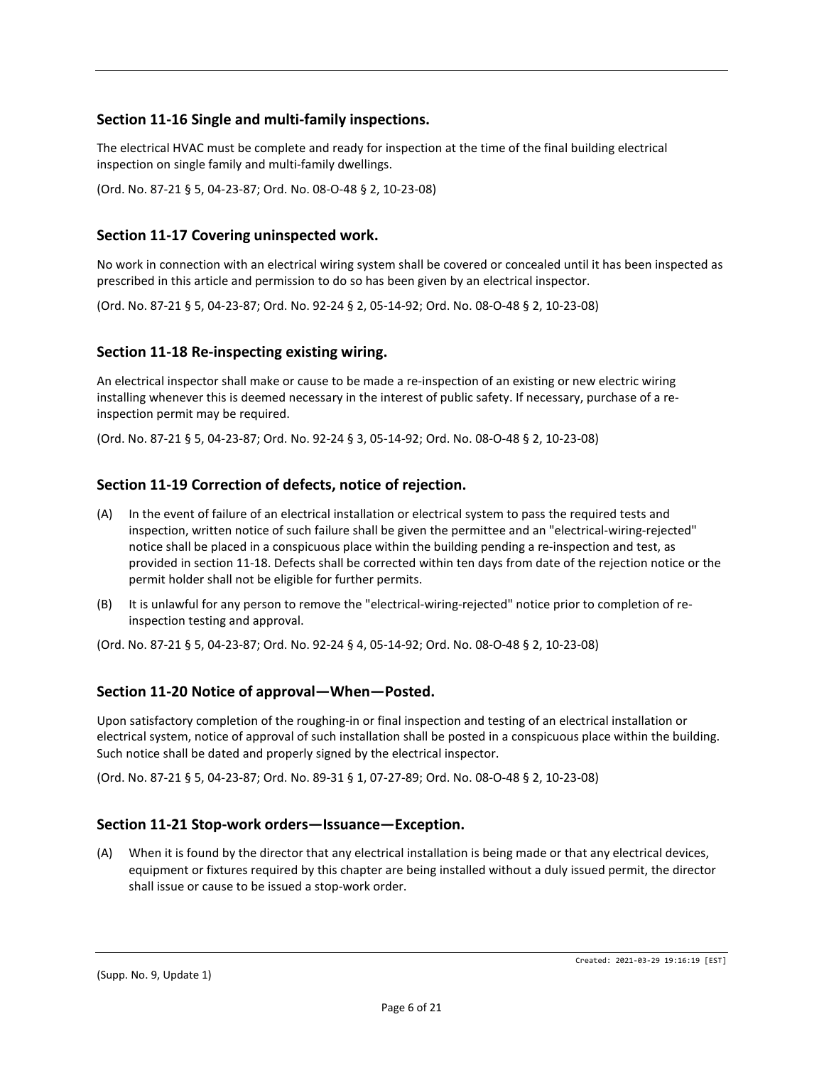## Section 11-16 Single and multi-family inspections.

The electrical HVAC must be complete and ready for inspection at the time of the final building electrical inspection on single family and multi-family dwellings.

(Ord. No. 87-21 § 5, 04-23-87; Ord. No. 08-O-48 § 2, 10-23-08)

## Section 11-17 Covering uninspected work.

No work in connection with an electrical wiring system shall be covered or concealed until it has been inspected as prescribed in this article and permission to do so has been given by an electrical inspector.

(Ord. No. 87-21 § 5, 04-23-87; Ord. No. 92-24 § 2, 05-14-92; Ord. No. 08-O-48 § 2, 10-23-08)

## Section 11-18 Re-inspecting existing wiring.

An electrical inspector shall make or cause to be made a re-inspection of an existing or new electric wiring installing whenever this is deemed necessary in the interest of public safety. If necessary, purchase of a re-inspection permit may be required.

(Ord. No. 87-21 § 5, 04-23-87; Ord. No. 92-24 § 3, 05-14-92; Ord. No. 08-O-48 § 2, 10-23-08)

## Section 11-19 Correction of defects, notice of rejection.

(A) In the event of failure of an electrical installation or electrical system to pass the required tests and inspection, written notice of such failure shall be given the permittee and an "electrical-wiring-rejected" notice shall be placed in a conspicuous place within the building pending a re-inspection and test, as provided in section 11-18. Defects shall be corrected within ten days from date of the rejection notice or the permit holder shall not be eligible for further permits.

(B) It is unlawful for any person to remove the "electrical-wiring-rejected" notice prior to completion of re-inspection testing and approval.

(Ord. No. 87-21 § 5, 04-23-87; Ord. No. 92-24 § 4, 05-14-92; Ord. No. 08-O-48 § 2, 10-23-08)

## Section 11-20 Notice of approval—When—Posted.

Upon satisfactory completion of the roughing-in or final inspection and testing of an electrical installation or electrical system, notice of approval of such installation shall be posted in a conspicuous place within the building. Such notice shall be dated and properly signed by the electrical inspector.

(Ord. No. 87-21 § 5, 04-23-87; Ord. No. 89-31 § 1, 07-27-89; Ord. No. 08-O-48 § 2, 10-23-08)

## Section 11-21 Stop-work orders—Issuance—Exception.

(A) When it is found by the director that any electrical installation is being made or that any electrical devices, equipment or fixtures required by this chapter are being installed without a duly issued permit, the director shall issue or cause to be issued a stop-work order.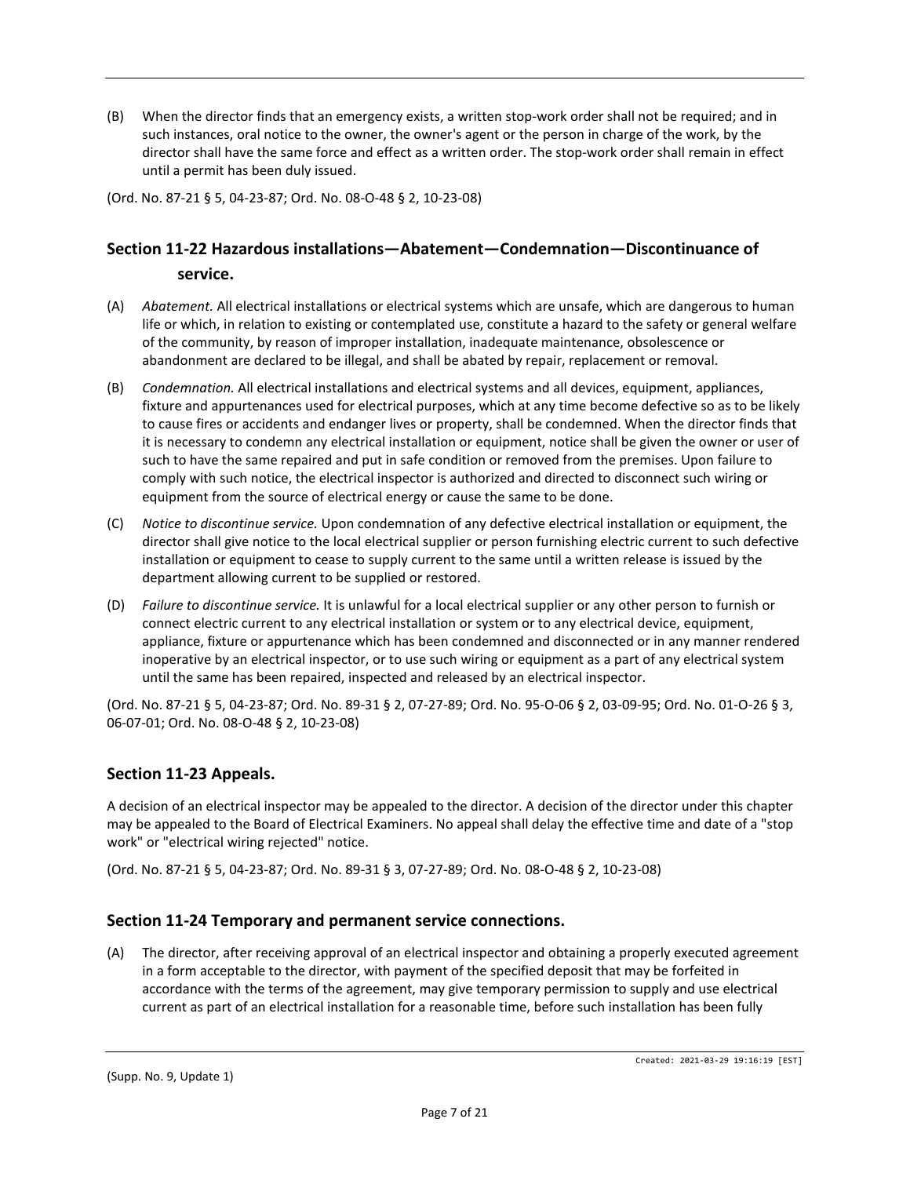(B) When the director finds that an emergency exists, a written stop-work order shall not be required; and in such instances, oral notice to the owner, the owner's agent or the person in charge of the work, by the director shall have the same force and effect as a written order. The stop-work order shall remain in effect until a permit has been duly issued.

(Ord. No. 87-21 § 5, 04-23-87; Ord. No. 08-O-48 § 2, 10-23-08)

## Section 11-22 Hazardous installations—Abatement—Condemnation—Discontinuance of service.

(A) *Abatement.* All electrical installations or electrical systems which are unsafe, which are dangerous to human life or which, in relation to existing or contemplated use, constitute a hazard to the safety or general welfare of the community, by reason of improper installation, inadequate maintenance, obsolescence or abandonment are declared to be illegal, and shall be abated by repair, replacement or removal.

(B) *Condemnation.* All electrical installations and electrical systems and all devices, equipment, appliances, fixture and appurtenances used for electrical purposes, which at any time become defective so as to be likely to cause fires or accidents and endanger lives or property, shall be condemned. When the director finds that it is necessary to condemn any electrical installation or equipment, notice shall be given the owner or user of such to have the same repaired and put in safe condition or removed from the premises. Upon failure to comply with such notice, the electrical inspector is authorized and directed to disconnect such wiring or equipment from the source of electrical energy or cause the same to be done.

(C) *Notice to discontinue service.* Upon condemnation of any defective electrical installation or equipment, the director shall give notice to the local electrical supplier or person furnishing electric current to such defective installation or equipment to cease to supply current to the same until a written release is issued by the department allowing current to be supplied or restored.

(D) *Failure to discontinue service.* It is unlawful for a local electrical supplier or any other person to furnish or connect electric current to any electrical installation or system or to any electrical device, equipment, appliance, fixture or appurtenance which has been condemned and disconnected or in any manner rendered inoperative by an electrical inspector, or to use such wiring or equipment as a part of any electrical system until the same has been repaired, inspected and released by an electrical inspector.

(Ord. No. 87-21 § 5, 04-23-87; Ord. No. 89-31 § 2, 07-27-89; Ord. No. 95-O-06 § 2, 03-09-95; Ord. No. 01-O-26 § 3, 06-07-01; Ord. No. 08-O-48 § 2, 10-23-08)

## Section 11-23 Appeals.

A decision of an electrical inspector may be appealed to the director. A decision of the director under this chapter may be appealed to the Board of Electrical Examiners. No appeal shall delay the effective time and date of a "stop work" or "electrical wiring rejected" notice.

(Ord. No. 87-21 § 5, 04-23-87; Ord. No. 89-31 § 3, 07-27-89; Ord. No. 08-O-48 § 2, 10-23-08)

## Section 11-24 Temporary and permanent service connections.

(A) The director, after receiving approval of an electrical inspector and obtaining a properly executed agreement in a form acceptable to the director, with payment of the specified deposit that may be forfeited in accordance with the terms of the agreement, may give temporary permission to supply and use electrical current as part of an electrical installation for a reasonable time, before such installation has been fully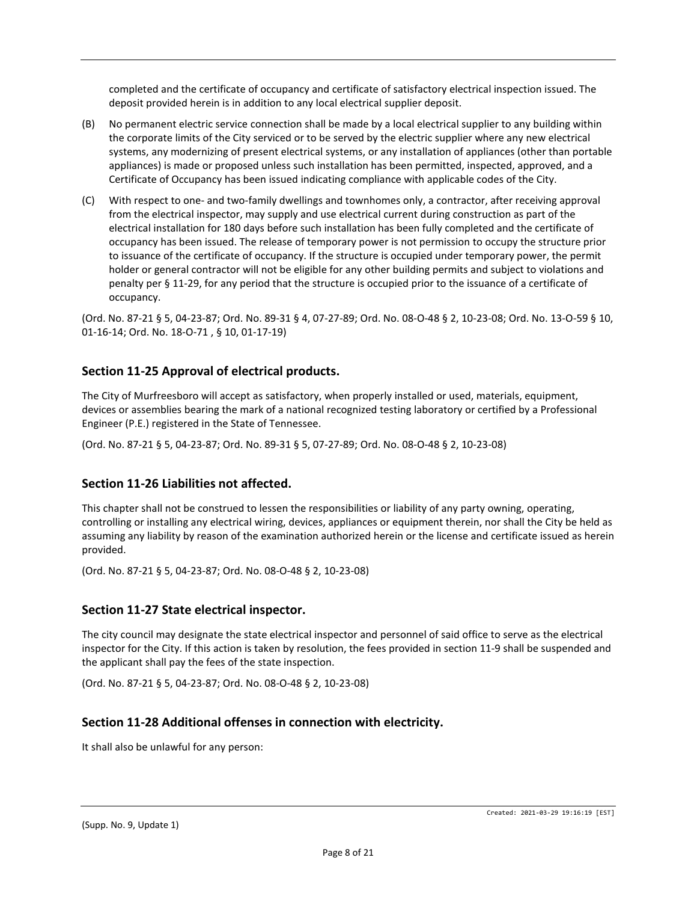completed and the certificate of occupancy and certificate of satisfactory electrical inspection issued. The deposit provided herein is in addition to any local electrical supplier deposit.

(B) No permanent electric service connection shall be made by a local electrical supplier to any building within the corporate limits of the City serviced or to be served by the electric supplier where any new electrical systems, any modernizing of present electrical systems, or any installation of appliances (other than portable appliances) is made or proposed unless such installation has been permitted, inspected, approved, and a Certificate of Occupancy has been issued indicating compliance with applicable codes of the City.

(C) With respect to one- and two-family dwellings and townhomes only, a contractor, after receiving approval from the electrical inspector, may supply and use electrical current during construction as part of the electrical installation for 180 days before such installation has been fully completed and the certificate of occupancy has been issued. The release of temporary power is not permission to occupy the structure prior to issuance of the certificate of occupancy. If the structure is occupied under temporary power, the permit holder or general contractor will not be eligible for any other building permits and subject to violations and penalty per § 11-29, for any period that the structure is occupied prior to the issuance of a certificate of occupancy.

(Ord. No. 87-21 § 5, 04-23-87; Ord. No. 89-31 § 4, 07-27-89; Ord. No. 08-O-48 § 2, 10-23-08; Ord. No. 13-O-59 § 10, 01-16-14; Ord. No. 18-O-71 , § 10, 01-17-19)

## Section 11-25 Approval of electrical products.

The City of Murfreesboro will accept as satisfactory, when properly installed or used, materials, equipment, devices or assemblies bearing the mark of a national recognized testing laboratory or certified by a Professional Engineer (P.E.) registered in the State of Tennessee.

(Ord. No. 87-21 § 5, 04-23-87; Ord. No. 89-31 § 5, 07-27-89; Ord. No. 08-O-48 § 2, 10-23-08)

## Section 11-26 Liabilities not affected.

This chapter shall not be construed to lessen the responsibilities or liability of any party owning, operating, controlling or installing any electrical wiring, devices, appliances or equipment therein, nor shall the City be held as assuming any liability by reason of the examination authorized herein or the license and certificate issued as herein provided.

(Ord. No. 87-21 § 5, 04-23-87; Ord. No. 08-O-48 § 2, 10-23-08)

## Section 11-27 State electrical inspector.

The city council may designate the state electrical inspector and personnel of said office to serve as the electrical inspector for the City. If this action is taken by resolution, the fees provided in section 11-9 shall be suspended and the applicant shall pay the fees of the state inspection.

(Ord. No. 87-21 § 5, 04-23-87; Ord. No. 08-O-48 § 2, 10-23-08)

## Section 11-28 Additional offenses in connection with electricity.

It shall also be unlawful for any person: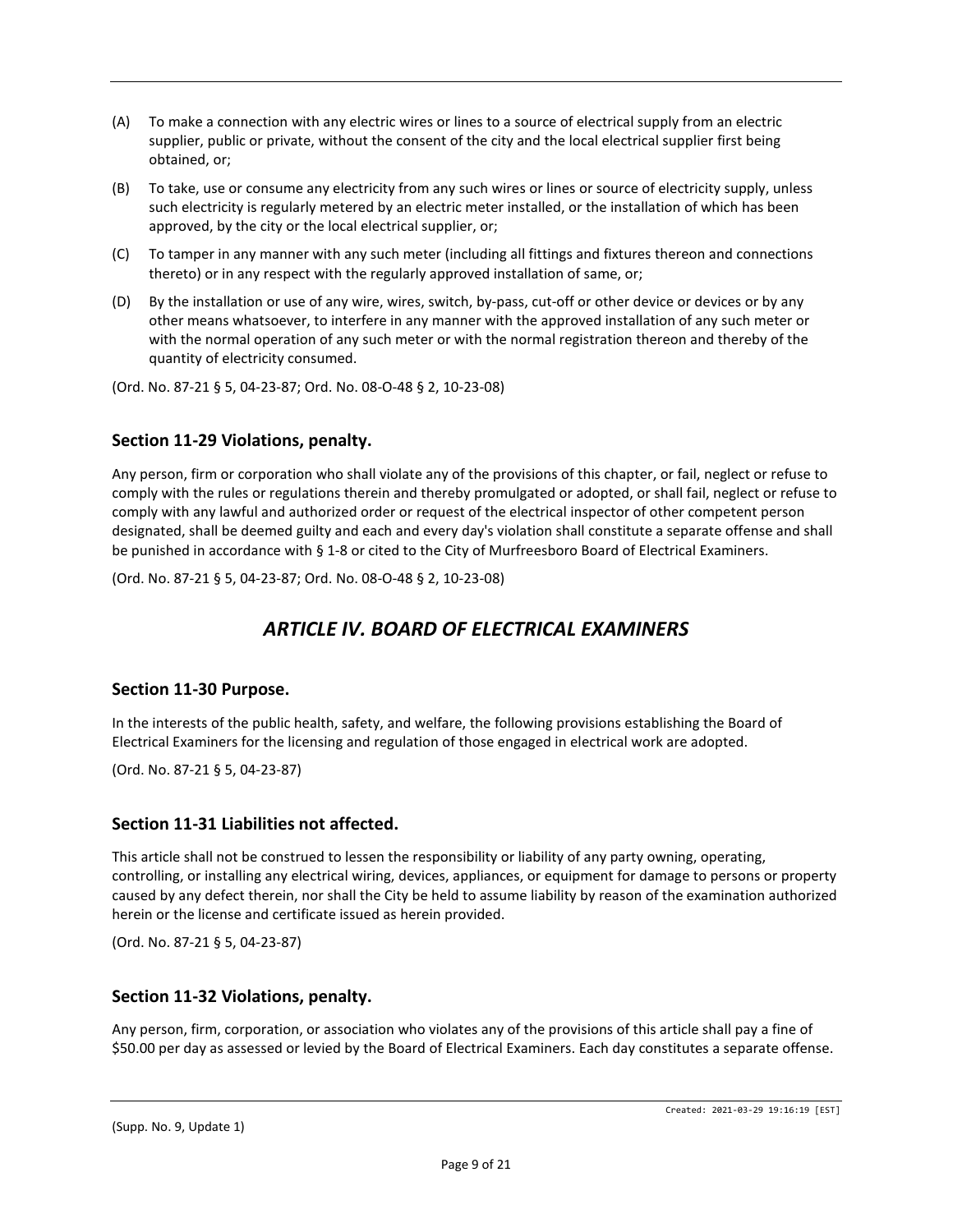(A) To make a connection with any electric wires or lines to a source of electrical supply from an electric supplier, public or private, without the consent of the city and the local electrical supplier first being obtained, or;

(B) To take, use or consume any electricity from any such wires or lines or source of electricity supply, unless such electricity is regularly metered by an electric meter installed, or the installation of which has been approved, by the city or the local electrical supplier, or;

(C) To tamper in any manner with any such meter (including all fittings and fixtures thereon and connections thereto) or in any respect with the regularly approved installation of same, or;

(D) By the installation or use of any wire, wires, switch, by-pass, cut-off or other device or devices or by any other means whatsoever, to interfere in any manner with the approved installation of any such meter or with the normal operation of any such meter or with the normal registration thereon and thereby of the quantity of electricity consumed.

(Ord. No. 87-21 § 5, 04-23-87; Ord. No. 08-O-48 § 2, 10-23-08)

### Section 11-29 Violations, penalty.

Any person, firm or corporation who shall violate any of the provisions of this chapter, or fail, neglect or refuse to comply with the rules or regulations therein and thereby promulgated or adopted, or shall fail, neglect or refuse to comply with any lawful and authorized order or request of the electrical inspector of other competent person designated, shall be deemed guilty and each and every day's violation shall constitute a separate offense and shall be punished in accordance with § 1-8 or cited to the City of Murfreesboro Board of Electrical Examiners.

(Ord. No. 87-21 § 5, 04-23-87; Ord. No. 08-O-48 § 2, 10-23-08)

## *ARTICLE IV. BOARD OF ELECTRICAL EXAMINERS*

### Section 11-30 Purpose.

In the interests of the public health, safety, and welfare, the following provisions establishing the Board of Electrical Examiners for the licensing and regulation of those engaged in electrical work are adopted.

(Ord. No. 87-21 § 5, 04-23-87)

### Section 11-31 Liabilities not affected.

This article shall not be construed to lessen the responsibility or liability of any party owning, operating, controlling, or installing any electrical wiring, devices, appliances, or equipment for damage to persons or property caused by any defect therein, nor shall the City be held to assume liability by reason of the examination authorized herein or the license and certificate issued as herein provided.

(Ord. No. 87-21 § 5, 04-23-87)

### Section 11-32 Violations, penalty.

Any person, firm, corporation, or association who violates any of the provisions of this article shall pay a fine of $50.00 per day as assessed or levied by the Board of Electrical Examiners. Each day constitutes a separate offense.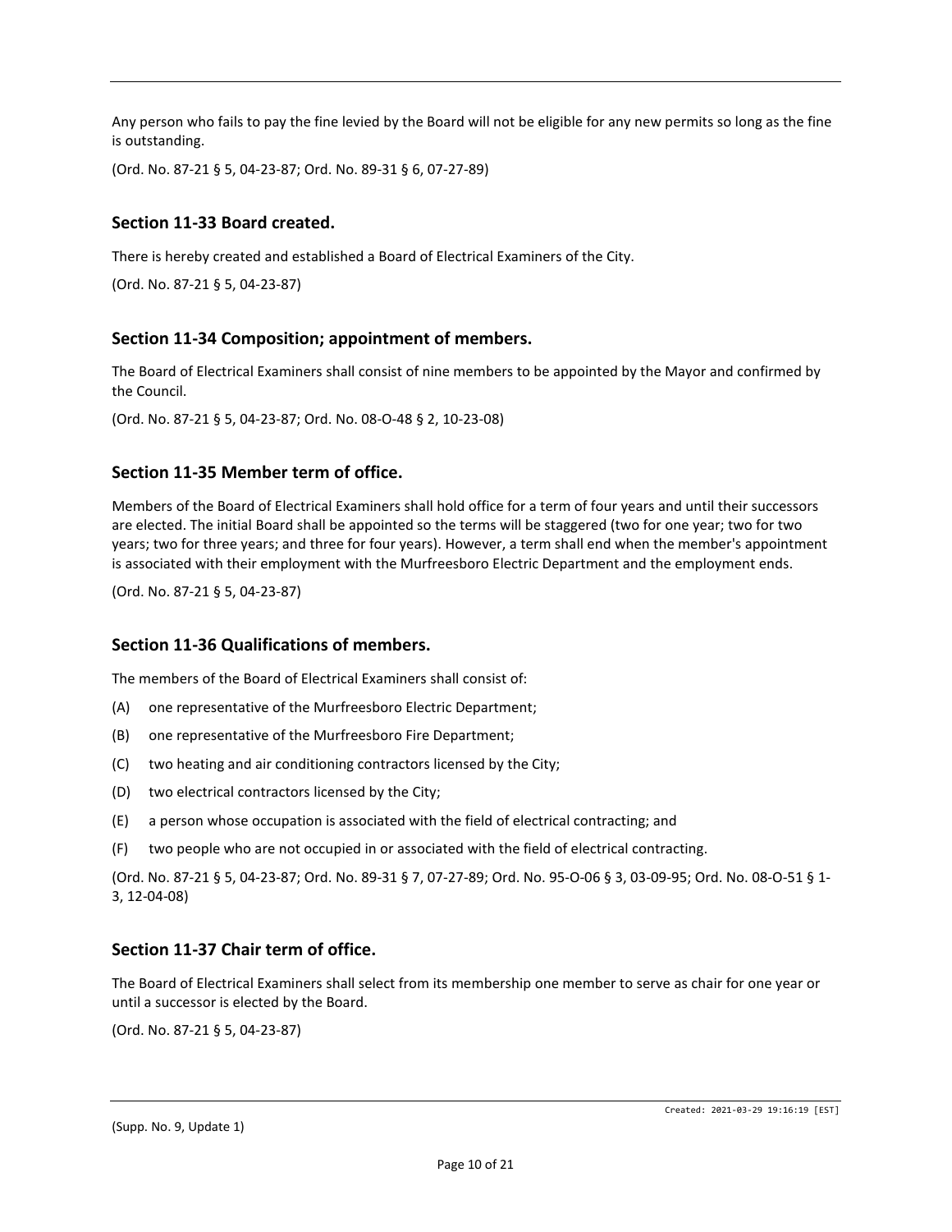Any person who fails to pay the fine levied by the Board will not be eligible for any new permits so long as the fine is outstanding.

(Ord. No. 87-21 § 5, 04-23-87; Ord. No. 89-31 § 6, 07-27-89)

### Section 11-33 Board created.

There is hereby created and established a Board of Electrical Examiners of the City.

(Ord. No. 87-21 § 5, 04-23-87)

### Section 11-34 Composition; appointment of members.

The Board of Electrical Examiners shall consist of nine members to be appointed by the Mayor and confirmed by the Council.

(Ord. No. 87-21 § 5, 04-23-87; Ord. No. 08-O-48 § 2, 10-23-08)

### Section 11-35 Member term of office.

Members of the Board of Electrical Examiners shall hold office for a term of four years and until their successors are elected. The initial Board shall be appointed so the terms will be staggered (two for one year; two for two years; two for three years; and three for four years). However, a term shall end when the member's appointment is associated with their employment with the Murfreesboro Electric Department and the employment ends.

(Ord. No. 87-21 § 5, 04-23-87)

### Section 11-36 Qualifications of members.

The members of the Board of Electrical Examiners shall consist of:

(A) one representative of the Murfreesboro Electric Department;

(B) one representative of the Murfreesboro Fire Department;

(C) two heating and air conditioning contractors licensed by the City;

(D) two electrical contractors licensed by the City;

(E) a person whose occupation is associated with the field of electrical contracting; and

(F) two people who are not occupied in or associated with the field of electrical contracting.

(Ord. No. 87-21 § 5, 04-23-87; Ord. No. 89-31 § 7, 07-27-89; Ord. No. 95-O-06 § 3, 03-09-95; Ord. No. 08-O-51 § 1-3, 12-04-08)

### Section 11-37 Chair term of office.

The Board of Electrical Examiners shall select from its membership one member to serve as chair for one year or until a successor is elected by the Board.

(Ord. No. 87-21 § 5, 04-23-87)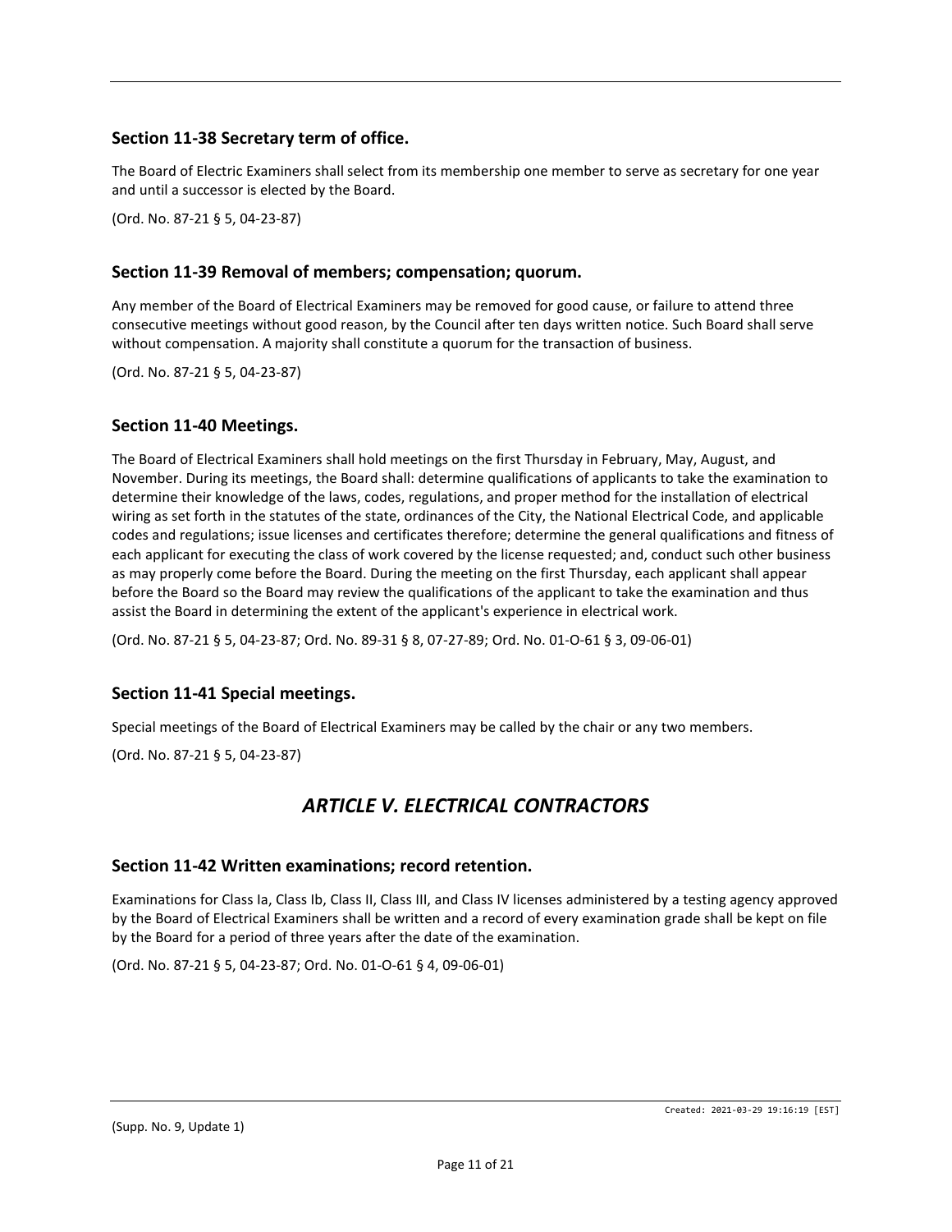### Section 11-38 Secretary term of office.

The Board of Electric Examiners shall select from its membership one member to serve as secretary for one year and until a successor is elected by the Board.

(Ord. No. 87-21 § 5, 04-23-87)

### Section 11-39 Removal of members; compensation; quorum.

Any member of the Board of Electrical Examiners may be removed for good cause, or failure to attend three consecutive meetings without good reason, by the Council after ten days written notice. Such Board shall serve without compensation. A majority shall constitute a quorum for the transaction of business.

(Ord. No. 87-21 § 5, 04-23-87)

### Section 11-40 Meetings.

The Board of Electrical Examiners shall hold meetings on the first Thursday in February, May, August, and November. During its meetings, the Board shall: determine qualifications of applicants to take the examination to determine their knowledge of the laws, codes, regulations, and proper method for the installation of electrical wiring as set forth in the statutes of the state, ordinances of the City, the National Electrical Code, and applicable codes and regulations; issue licenses and certificates therefore; determine the general qualifications and fitness of each applicant for executing the class of work covered by the license requested; and, conduct such other business as may properly come before the Board. During the meeting on the first Thursday, each applicant shall appear before the Board so the Board may review the qualifications of the applicant to take the examination and thus assist the Board in determining the extent of the applicant's experience in electrical work.

(Ord. No. 87-21 § 5, 04-23-87; Ord. No. 89-31 § 8, 07-27-89; Ord. No. 01-O-61 § 3, 09-06-01)

### Section 11-41 Special meetings.

Special meetings of the Board of Electrical Examiners may be called by the chair or any two members.

(Ord. No. 87-21 § 5, 04-23-87)

## *ARTICLE V. ELECTRICAL CONTRACTORS*

### Section 11-42 Written examinations; record retention.

Examinations for Class Ia, Class Ib, Class II, Class III, and Class IV licenses administered by a testing agency approved by the Board of Electrical Examiners shall be written and a record of every examination grade shall be kept on file by the Board for a period of three years after the date of the examination.

(Ord. No. 87-21 § 5, 04-23-87; Ord. No. 01-O-61 § 4, 09-06-01)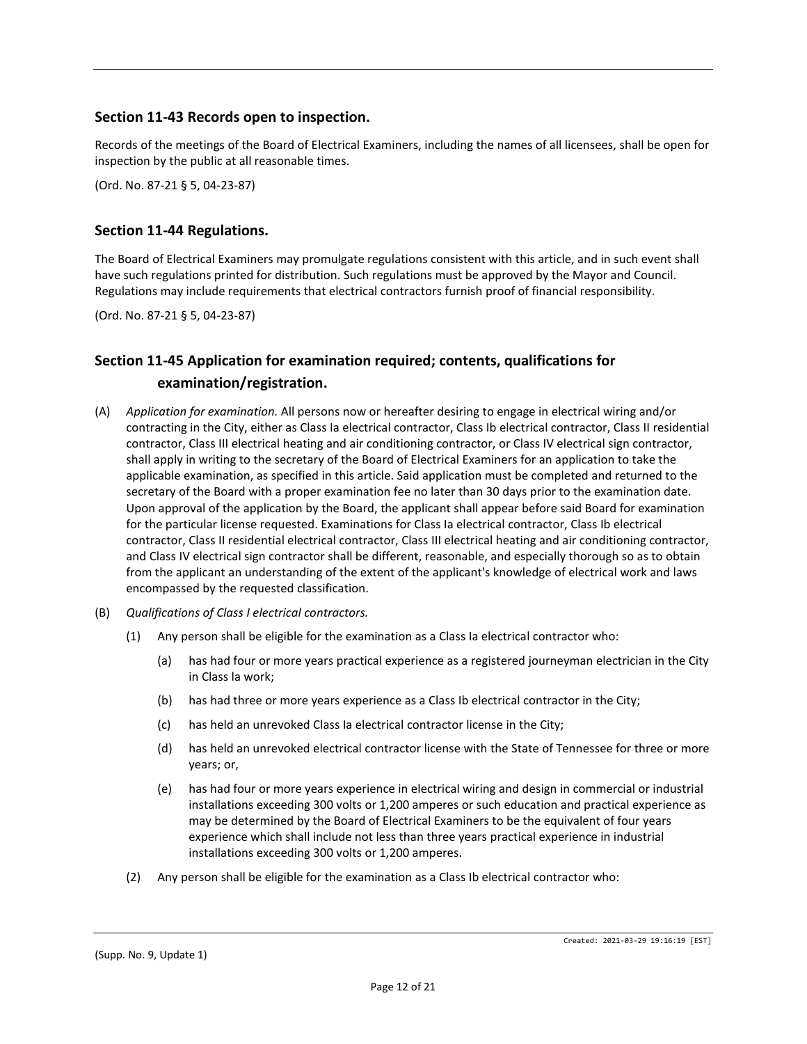## Section 11-43 Records open to inspection.

Records of the meetings of the Board of Electrical Examiners, including the names of all licensees, shall be open for inspection by the public at all reasonable times.

(Ord. No. 87-21 § 5, 04-23-87)

## Section 11-44 Regulations.

The Board of Electrical Examiners may promulgate regulations consistent with this article, and in such event shall have such regulations printed for distribution. Such regulations must be approved by the Mayor and Council. Regulations may include requirements that electrical contractors furnish proof of financial responsibility.

(Ord. No. 87-21 § 5, 04-23-87)

## Section 11-45 Application for examination required; contents, qualifications for examination/registration.

(A) *Application for examination.* All persons now or hereafter desiring to engage in electrical wiring and/or contracting in the City, either as Class Ia electrical contractor, Class Ib electrical contractor, Class II residential contractor, Class III electrical heating and air conditioning contractor, or Class IV electrical sign contractor, shall apply in writing to the secretary of the Board of Electrical Examiners for an application to take the applicable examination, as specified in this article. Said application must be completed and returned to the secretary of the Board with a proper examination fee no later than 30 days prior to the examination date. Upon approval of the application by the Board, the applicant shall appear before said Board for examination for the particular license requested. Examinations for Class Ia electrical contractor, Class Ib electrical contractor, Class II residential electrical contractor, Class III electrical heating and air conditioning contractor, and Class IV electrical sign contractor shall be different, reasonable, and especially thorough so as to obtain from the applicant an understanding of the extent of the applicant's knowledge of electrical work and laws encompassed by the requested classification.

(B) *Qualifications of Class I electrical contractors.*

(1) Any person shall be eligible for the examination as a Class Ia electrical contractor who:

(a) has had four or more years practical experience as a registered journeyman electrician in the City in Class Ia work;

(b) has had three or more years experience as a Class Ib electrical contractor in the City;

(c) has held an unrevoked Class Ia electrical contractor license in the City;

(d) has held an unrevoked electrical contractor license with the State of Tennessee for three or more years; or,

(e) has had four or more years experience in electrical wiring and design in commercial or industrial installations exceeding 300 volts or 1,200 amperes or such education and practical experience as may be determined by the Board of Electrical Examiners to be the equivalent of four years experience which shall include not less than three years practical experience in industrial installations exceeding 300 volts or 1,200 amperes.

(2) Any person shall be eligible for the examination as a Class Ib electrical contractor who: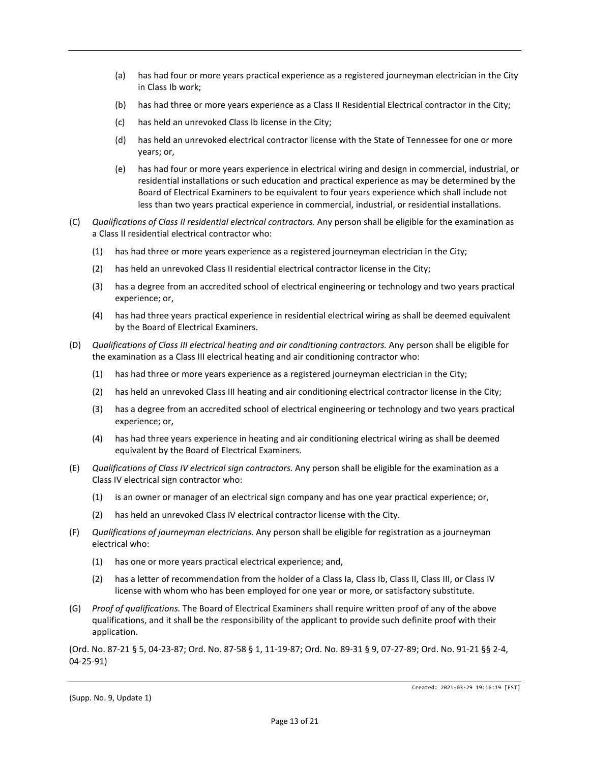(a) has had four or more years practical experience as a registered journeyman electrician in the City in Class Ib work;

(b) has had three or more years experience as a Class II Residential Electrical contractor in the City;

(c) has held an unrevoked Class Ib license in the City;

(d) has held an unrevoked electrical contractor license with the State of Tennessee for one or more years; or,

(e) has had four or more years experience in electrical wiring and design in commercial, industrial, or residential installations or such education and practical experience as may be determined by the Board of Electrical Examiners to be equivalent to four years experience which shall include not less than two years practical experience in commercial, industrial, or residential installations.

(C) *Qualifications of Class II residential electrical contractors.* Any person shall be eligible for the examination as a Class II residential electrical contractor who:

(1) has had three or more years experience as a registered journeyman electrician in the City;

(2) has held an unrevoked Class II residential electrical contractor license in the City;

(3) has a degree from an accredited school of electrical engineering or technology and two years practical experience; or,

(4) has had three years practical experience in residential electrical wiring as shall be deemed equivalent by the Board of Electrical Examiners.

(D) *Qualifications of Class III electrical heating and air conditioning contractors.* Any person shall be eligible for the examination as a Class III electrical heating and air conditioning contractor who:

(1) has had three or more years experience as a registered journeyman electrician in the City;

(2) has held an unrevoked Class III heating and air conditioning electrical contractor license in the City;

(3) has a degree from an accredited school of electrical engineering or technology and two years practical experience; or,

(4) has had three years experience in heating and air conditioning electrical wiring as shall be deemed equivalent by the Board of Electrical Examiners.

(E) *Qualifications of Class IV electrical sign contractors.* Any person shall be eligible for the examination as a Class IV electrical sign contractor who:

(1) is an owner or manager of an electrical sign company and has one year practical experience; or,

(2) has held an unrevoked Class IV electrical contractor license with the City.

(F) *Qualifications of journeyman electricians.* Any person shall be eligible for registration as a journeyman electrical who:

(1) has one or more years practical electrical experience; and,

(2) has a letter of recommendation from the holder of a Class Ia, Class Ib, Class II, Class III, or Class IV license with whom who has been employed for one year or more, or satisfactory substitute.

(G) *Proof of qualifications.* The Board of Electrical Examiners shall require written proof of any of the above qualifications, and it shall be the responsibility of the applicant to provide such definite proof with their application.

(Ord. No. 87-21 § 5, 04-23-87; Ord. No. 87-58 § 1, 11-19-87; Ord. No. 89-31 § 9, 07-27-89; Ord. No. 91-21 §§ 2-4, 04-25-91)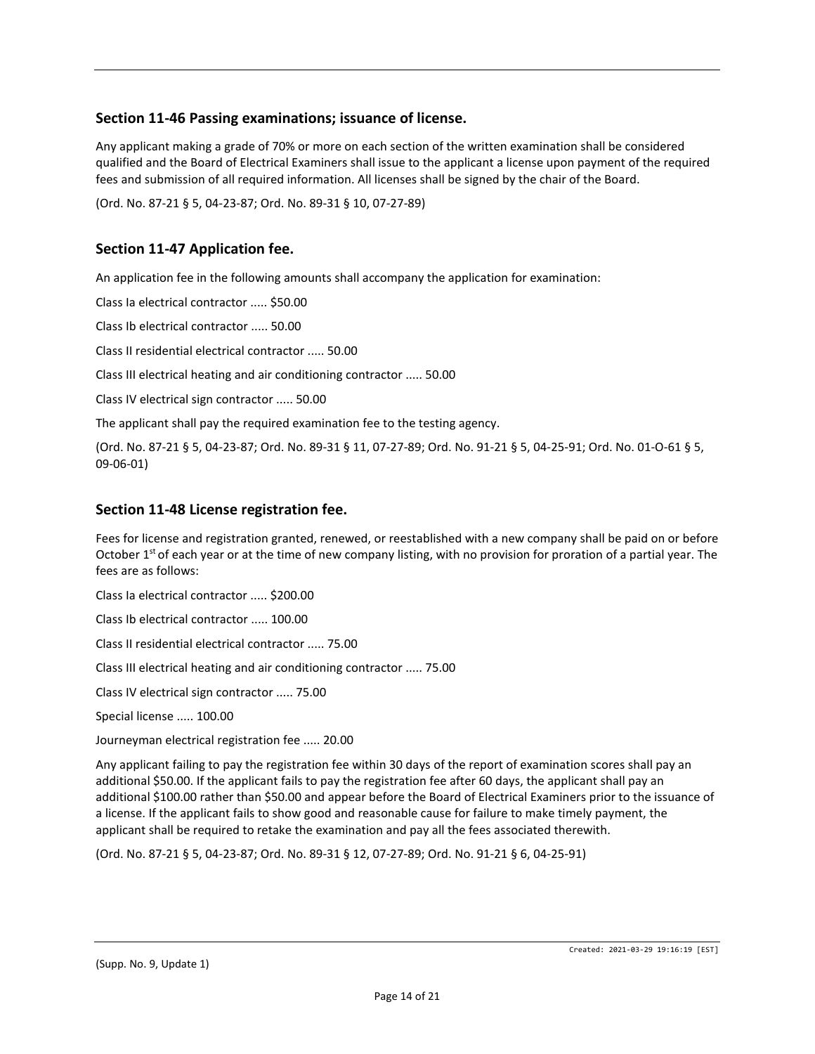### Section 11-46 Passing examinations; issuance of license.

Any applicant making a grade of 70% or more on each section of the written examination shall be considered qualified and the Board of Electrical Examiners shall issue to the applicant a license upon payment of the required fees and submission of all required information. All licenses shall be signed by the chair of the Board.

(Ord. No. 87-21 § 5, 04-23-87; Ord. No. 89-31 § 10, 07-27-89)

### Section 11-47 Application fee.

An application fee in the following amounts shall accompany the application for examination:

Class Ia electrical contractor ..... $50.00

Class Ib electrical contractor ..... 50.00

Class II residential electrical contractor ..... 50.00

Class III electrical heating and air conditioning contractor ..... 50.00

Class IV electrical sign contractor ..... 50.00

The applicant shall pay the required examination fee to the testing agency.

(Ord. No. 87-21 § 5, 04-23-87; Ord. No. 89-31 § 11, 07-27-89; Ord. No. 91-21 § 5, 04-25-91; Ord. No. 01-O-61 § 5, 09-06-01)

### Section 11-48 License registration fee.

Fees for license and registration granted, renewed, or reestablished with a new company shall be paid on or before October 1st of each year or at the time of new company listing, with no provision for proration of a partial year. The fees are as follows:

Class Ia electrical contractor ..... $200.00

Class Ib electrical contractor ..... 100.00

Class II residential electrical contractor ..... 75.00

Class III electrical heating and air conditioning contractor ..... 75.00

Class IV electrical sign contractor ..... 75.00

Special license ..... 100.00

Journeyman electrical registration fee ..... 20.00

Any applicant failing to pay the registration fee within 30 days of the report of examination scores shall pay an additional $50.00. If the applicant fails to pay the registration fee after 60 days, the applicant shall pay an additional $100.00 rather than $50.00 and appear before the Board of Electrical Examiners prior to the issuance of a license. If the applicant fails to show good and reasonable cause for failure to make timely payment, the applicant shall be required to retake the examination and pay all the fees associated therewith.

(Ord. No. 87-21 § 5, 04-23-87; Ord. No. 89-31 § 12, 07-27-89; Ord. No. 91-21 § 6, 04-25-91)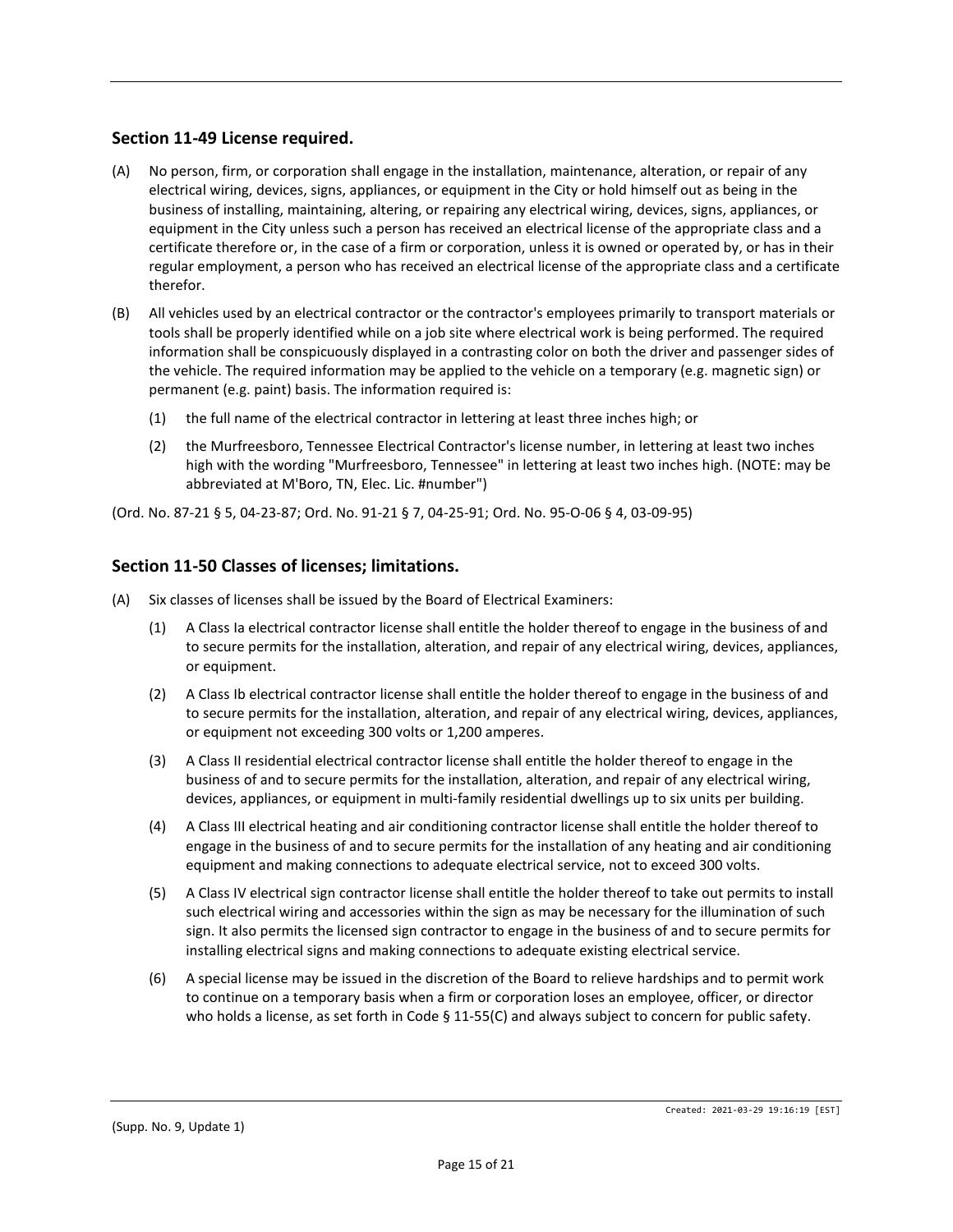## Section 11-49 License required.

(A) No person, firm, or corporation shall engage in the installation, maintenance, alteration, or repair of any electrical wiring, devices, signs, appliances, or equipment in the City or hold himself out as being in the business of installing, maintaining, altering, or repairing any electrical wiring, devices, signs, appliances, or equipment in the City unless such a person has received an electrical license of the appropriate class and a certificate therefore or, in the case of a firm or corporation, unless it is owned or operated by, or has in their regular employment, a person who has received an electrical license of the appropriate class and a certificate therefor.

(B) All vehicles used by an electrical contractor or the contractor's employees primarily to transport materials or tools shall be properly identified while on a job site where electrical work is being performed. The required information shall be conspicuously displayed in a contrasting color on both the driver and passenger sides of the vehicle. The required information may be applied to the vehicle on a temporary (e.g. magnetic sign) or permanent (e.g. paint) basis. The information required is:

  (1) the full name of the electrical contractor in lettering at least three inches high; or

  (2) the Murfreesboro, Tennessee Electrical Contractor's license number, in lettering at least two inches high with the wording "Murfreesboro, Tennessee" in lettering at least two inches high. (NOTE: may be abbreviated at M'Boro, TN, Elec. Lic. #number")

(Ord. No. 87-21 § 5, 04-23-87; Ord. No. 91-21 § 7, 04-25-91; Ord. No. 95-O-06 § 4, 03-09-95)

## Section 11-50 Classes of licenses; limitations.

(A) Six classes of licenses shall be issued by the Board of Electrical Examiners:

  (1) A Class Ia electrical contractor license shall entitle the holder thereof to engage in the business of and to secure permits for the installation, alteration, and repair of any electrical wiring, devices, appliances, or equipment.

  (2) A Class Ib electrical contractor license shall entitle the holder thereof to engage in the business of and to secure permits for the installation, alteration, and repair of any electrical wiring, devices, appliances, or equipment not exceeding 300 volts or 1,200 amperes.

  (3) A Class II residential electrical contractor license shall entitle the holder thereof to engage in the business of and to secure permits for the installation, alteration, and repair of any electrical wiring, devices, appliances, or equipment in multi-family residential dwellings up to six units per building.

  (4) A Class III electrical heating and air conditioning contractor license shall entitle the holder thereof to engage in the business of and to secure permits for the installation of any heating and air conditioning equipment and making connections to adequate electrical service, not to exceed 300 volts.

  (5) A Class IV electrical sign contractor license shall entitle the holder thereof to take out permits to install such electrical wiring and accessories within the sign as may be necessary for the illumination of such sign. It also permits the licensed sign contractor to engage in the business of and to secure permits for installing electrical signs and making connections to adequate existing electrical service.

  (6) A special license may be issued in the discretion of the Board to relieve hardships and to permit work to continue on a temporary basis when a firm or corporation loses an employee, officer, or director who holds a license, as set forth in Code § 11-55(C) and always subject to concern for public safety.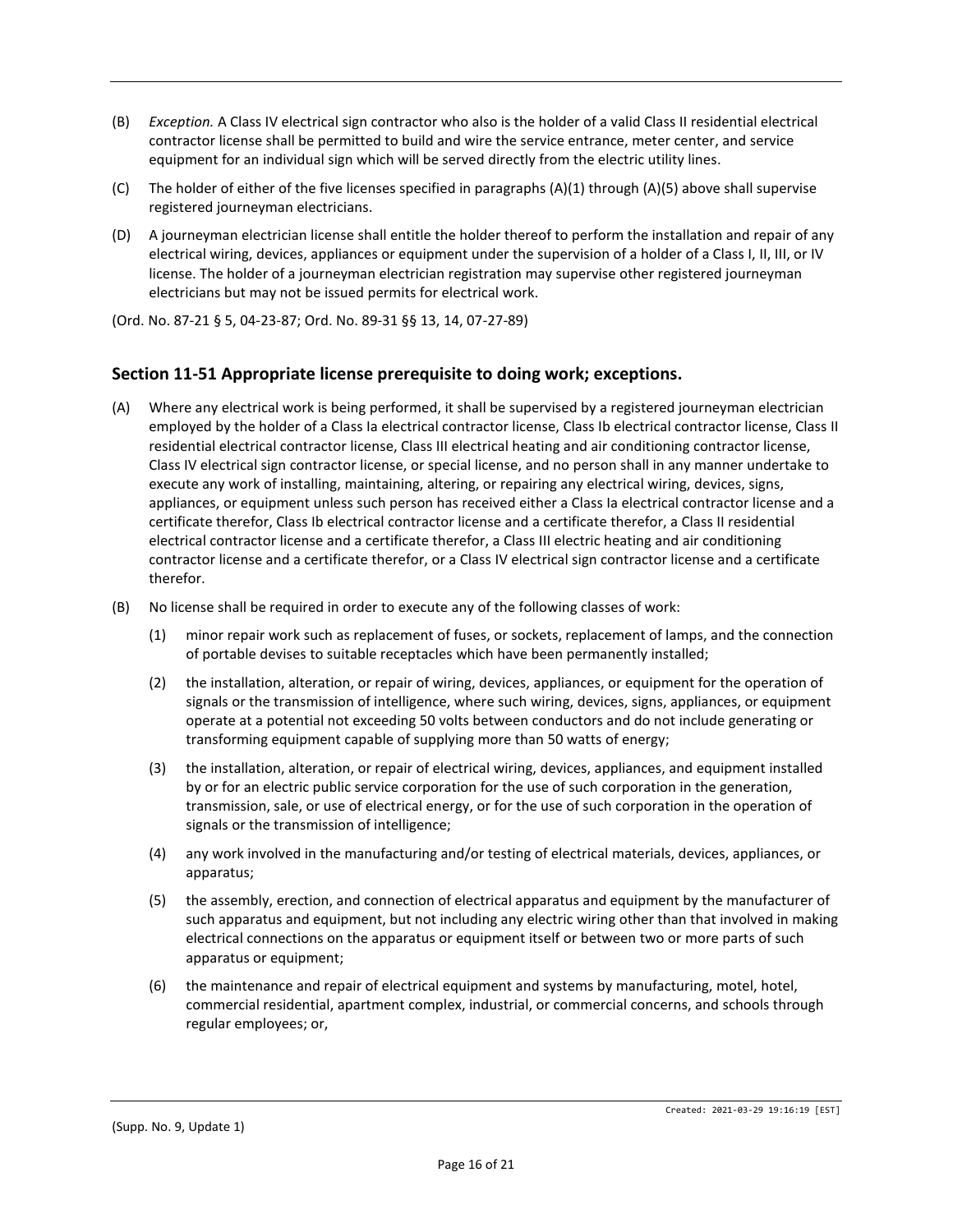(B) *Exception.* A Class IV electrical sign contractor who also is the holder of a valid Class II residential electrical contractor license shall be permitted to build and wire the service entrance, meter center, and service equipment for an individual sign which will be served directly from the electric utility lines.

(C) The holder of either of the five licenses specified in paragraphs (A)(1) through (A)(5) above shall supervise registered journeyman electricians.

(D) A journeyman electrician license shall entitle the holder thereof to perform the installation and repair of any electrical wiring, devices, appliances or equipment under the supervision of a holder of a Class I, II, III, or IV license. The holder of a journeyman electrician registration may supervise other registered journeyman electricians but may not be issued permits for electrical work.

(Ord. No. 87-21 § 5, 04-23-87; Ord. No. 89-31 §§ 13, 14, 07-27-89)

## Section 11-51 Appropriate license prerequisite to doing work; exceptions.

(A) Where any electrical work is being performed, it shall be supervised by a registered journeyman electrician employed by the holder of a Class Ia electrical contractor license, Class Ib electrical contractor license, Class II residential electrical contractor license, Class III electrical heating and air conditioning contractor license, Class IV electrical sign contractor license, or special license, and no person shall in any manner undertake to execute any work of installing, maintaining, altering, or repairing any electrical wiring, devices, signs, appliances, or equipment unless such person has received either a Class Ia electrical contractor license and a certificate therefor, Class Ib electrical contractor license and a certificate therefor, a Class II residential electrical contractor license and a certificate therefor, a Class III electric heating and air conditioning contractor license and a certificate therefor, or a Class IV electrical sign contractor license and a certificate therefor.

(B) No license shall be required in order to execute any of the following classes of work:

  (1) minor repair work such as replacement of fuses, or sockets, replacement of lamps, and the connection of portable devises to suitable receptacles which have been permanently installed;

  (2) the installation, alteration, or repair of wiring, devices, appliances, or equipment for the operation of signals or the transmission of intelligence, where such wiring, devices, signs, appliances, or equipment operate at a potential not exceeding 50 volts between conductors and do not include generating or transforming equipment capable of supplying more than 50 watts of energy;

  (3) the installation, alteration, or repair of electrical wiring, devices, appliances, and equipment installed by or for an electric public service corporation for the use of such corporation in the generation, transmission, sale, or use of electrical energy, or for the use of such corporation in the operation of signals or the transmission of intelligence;

  (4) any work involved in the manufacturing and/or testing of electrical materials, devices, appliances, or apparatus;

  (5) the assembly, erection, and connection of electrical apparatus and equipment by the manufacturer of such apparatus and equipment, but not including any electric wiring other than that involved in making electrical connections on the apparatus or equipment itself or between two or more parts of such apparatus or equipment;

  (6) the maintenance and repair of electrical equipment and systems by manufacturing, motel, hotel, commercial residential, apartment complex, industrial, or commercial concerns, and schools through regular employees; or,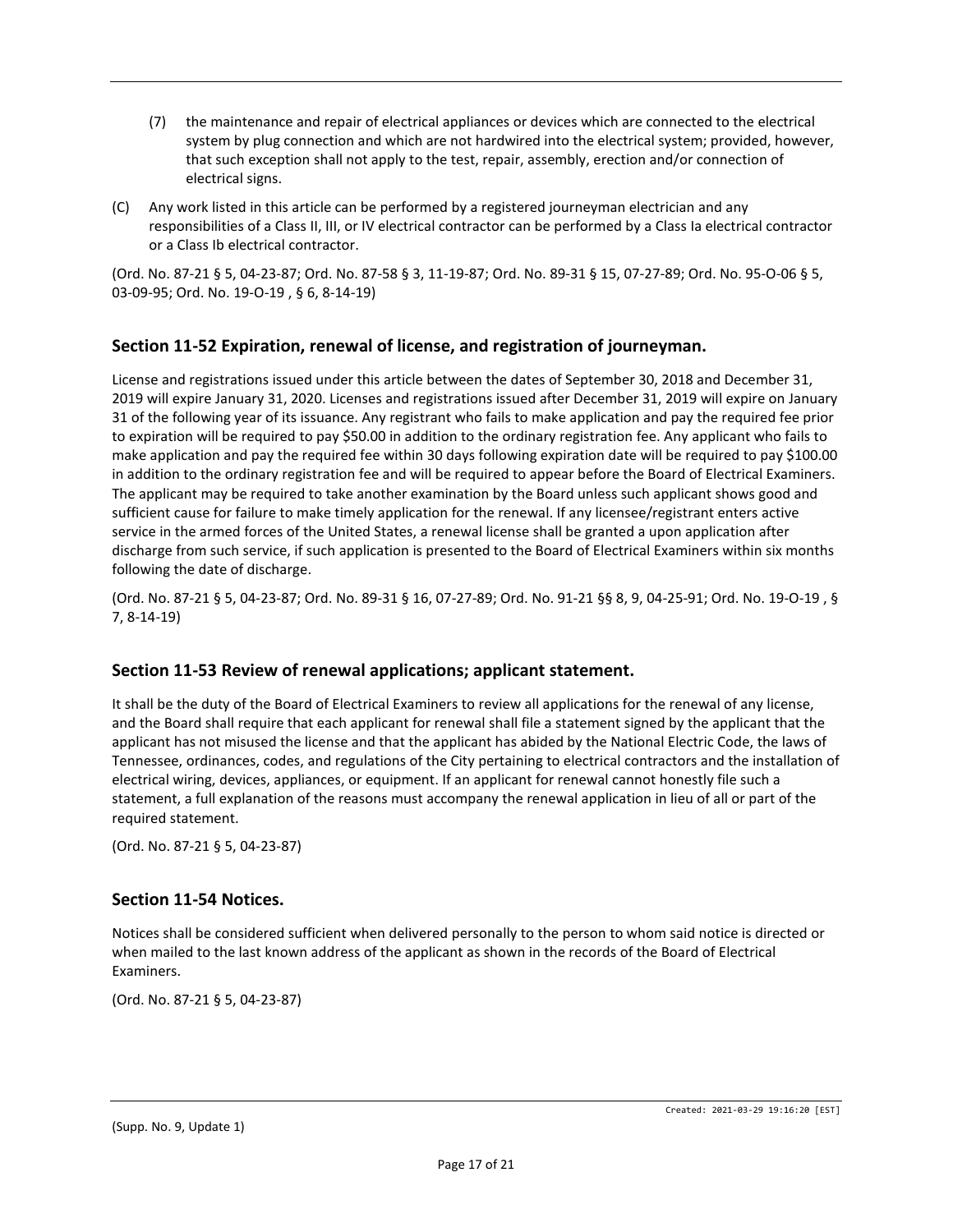(7) the maintenance and repair of electrical appliances or devices which are connected to the electrical system by plug connection and which are not hardwired into the electrical system; provided, however, that such exception shall not apply to the test, repair, assembly, erection and/or connection of electrical signs.

(C) Any work listed in this article can be performed by a registered journeyman electrician and any responsibilities of a Class II, III, or IV electrical contractor can be performed by a Class Ia electrical contractor or a Class Ib electrical contractor.

(Ord. No. 87-21 § 5, 04-23-87; Ord. No. 87-58 § 3, 11-19-87; Ord. No. 89-31 § 15, 07-27-89; Ord. No. 95-O-06 § 5, 03-09-95; Ord. No. 19-O-19 , § 6, 8-14-19)

## Section 11-52 Expiration, renewal of license, and registration of journeyman.

License and registrations issued under this article between the dates of September 30, 2018 and December 31, 2019 will expire January 31, 2020. Licenses and registrations issued after December 31, 2019 will expire on January 31 of the following year of its issuance. Any registrant who fails to make application and pay the required fee prior to expiration will be required to pay $50.00 in addition to the ordinary registration fee. Any applicant who fails to make application and pay the required fee within 30 days following expiration date will be required to pay $100.00 in addition to the ordinary registration fee and will be required to appear before the Board of Electrical Examiners. The applicant may be required to take another examination by the Board unless such applicant shows good and sufficient cause for failure to make timely application for the renewal. If any licensee/registrant enters active service in the armed forces of the United States, a renewal license shall be granted a upon application after discharge from such service, if such application is presented to the Board of Electrical Examiners within six months following the date of discharge.

(Ord. No. 87-21 § 5, 04-23-87; Ord. No. 89-31 § 16, 07-27-89; Ord. No. 91-21 §§ 8, 9, 04-25-91; Ord. No. 19-O-19 , § 7, 8-14-19)

## Section 11-53 Review of renewal applications; applicant statement.

It shall be the duty of the Board of Electrical Examiners to review all applications for the renewal of any license, and the Board shall require that each applicant for renewal shall file a statement signed by the applicant that the applicant has not misused the license and that the applicant has abided by the National Electric Code, the laws of Tennessee, ordinances, codes, and regulations of the City pertaining to electrical contractors and the installation of electrical wiring, devices, appliances, or equipment. If an applicant for renewal cannot honestly file such a statement, a full explanation of the reasons must accompany the renewal application in lieu of all or part of the required statement.

(Ord. No. 87-21 § 5, 04-23-87)

## Section 11-54 Notices.

Notices shall be considered sufficient when delivered personally to the person to whom said notice is directed or when mailed to the last known address of the applicant as shown in the records of the Board of Electrical Examiners.

(Ord. No. 87-21 § 5, 04-23-87)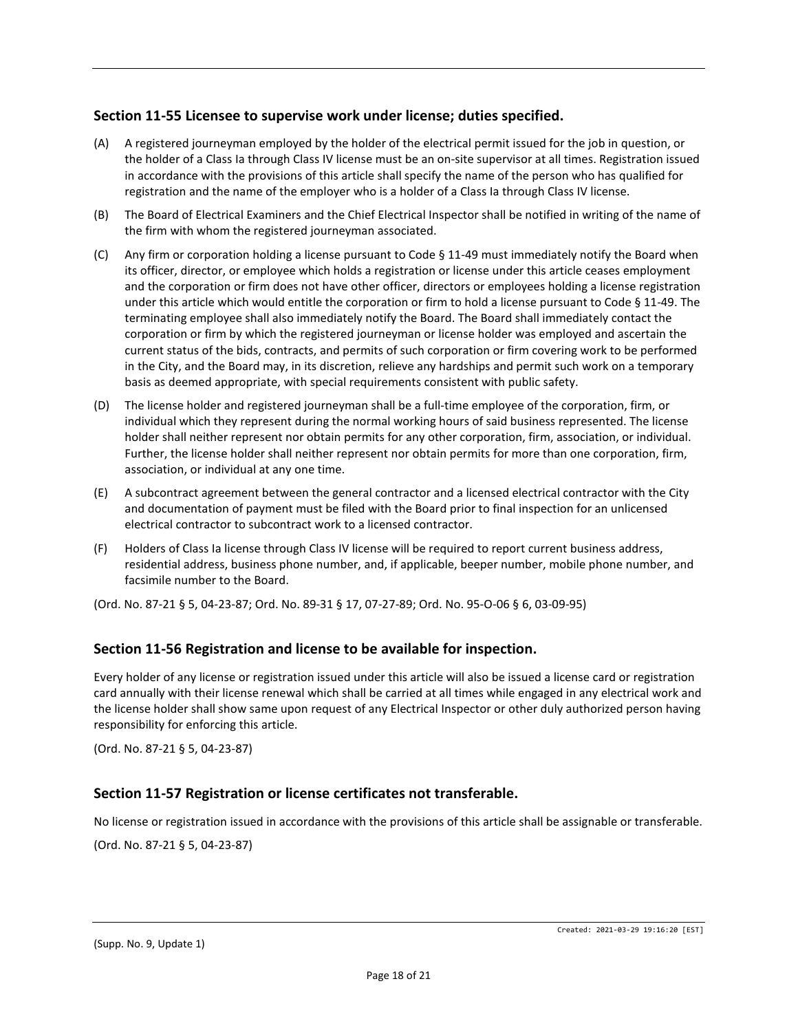## Section 11-55 Licensee to supervise work under license; duties specified.

(A) A registered journeyman employed by the holder of the electrical permit issued for the job in question, or the holder of a Class Ia through Class IV license must be an on-site supervisor at all times. Registration issued in accordance with the provisions of this article shall specify the name of the person who has qualified for registration and the name of the employer who is a holder of a Class Ia through Class IV license.

(B) The Board of Electrical Examiners and the Chief Electrical Inspector shall be notified in writing of the name of the firm with whom the registered journeyman associated.

(C) Any firm or corporation holding a license pursuant to Code § 11-49 must immediately notify the Board when its officer, director, or employee which holds a registration or license under this article ceases employment and the corporation or firm does not have other officer, directors or employees holding a license registration under this article which would entitle the corporation or firm to hold a license pursuant to Code § 11-49. The terminating employee shall also immediately notify the Board. The Board shall immediately contact the corporation or firm by which the registered journeyman or license holder was employed and ascertain the current status of the bids, contracts, and permits of such corporation or firm covering work to be performed in the City, and the Board may, in its discretion, relieve any hardships and permit such work on a temporary basis as deemed appropriate, with special requirements consistent with public safety.

(D) The license holder and registered journeyman shall be a full-time employee of the corporation, firm, or individual which they represent during the normal working hours of said business represented. The license holder shall neither represent nor obtain permits for any other corporation, firm, association, or individual. Further, the license holder shall neither represent nor obtain permits for more than one corporation, firm, association, or individual at any one time.

(E) A subcontract agreement between the general contractor and a licensed electrical contractor with the City and documentation of payment must be filed with the Board prior to final inspection for an unlicensed electrical contractor to subcontract work to a licensed contractor.

(F) Holders of Class Ia license through Class IV license will be required to report current business address, residential address, business phone number, and, if applicable, beeper number, mobile phone number, and facsimile number to the Board.

(Ord. No. 87-21 § 5, 04-23-87; Ord. No. 89-31 § 17, 07-27-89; Ord. No. 95-O-06 § 6, 03-09-95)

## Section 11-56 Registration and license to be available for inspection.

Every holder of any license or registration issued under this article will also be issued a license card or registration card annually with their license renewal which shall be carried at all times while engaged in any electrical work and the license holder shall show same upon request of any Electrical Inspector or other duly authorized person having responsibility for enforcing this article.

(Ord. No. 87-21 § 5, 04-23-87)

## Section 11-57 Registration or license certificates not transferable.

No license or registration issued in accordance with the provisions of this article shall be assignable or transferable.

(Ord. No. 87-21 § 5, 04-23-87)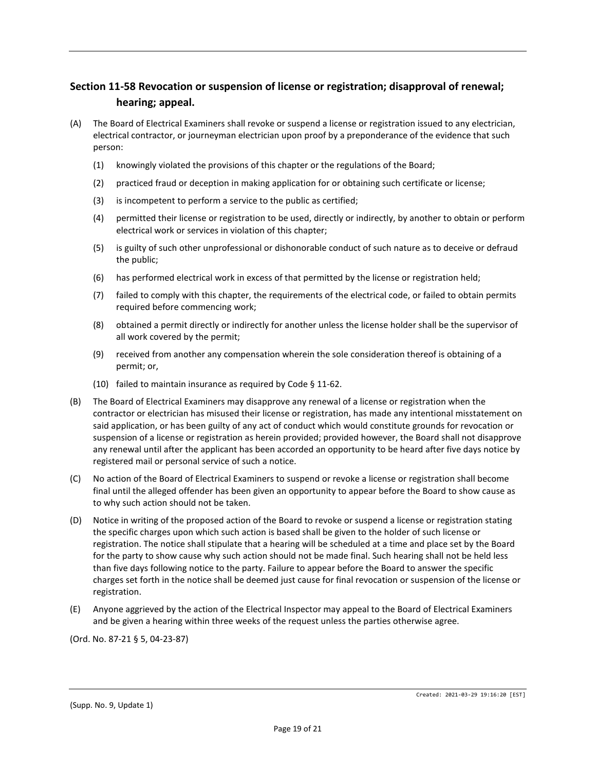## Section 11-58 Revocation or suspension of license or registration; disapproval of renewal; hearing; appeal.

(A) The Board of Electrical Examiners shall revoke or suspend a license or registration issued to any electrician, electrical contractor, or journeyman electrician upon proof by a preponderance of the evidence that such person:

  (1) knowingly violated the provisions of this chapter or the regulations of the Board;

  (2) practiced fraud or deception in making application for or obtaining such certificate or license;

  (3) is incompetent to perform a service to the public as certified;

  (4) permitted their license or registration to be used, directly or indirectly, by another to obtain or perform electrical work or services in violation of this chapter;

  (5) is guilty of such other unprofessional or dishonorable conduct of such nature as to deceive or defraud the public;

  (6) has performed electrical work in excess of that permitted by the license or registration held;

  (7) failed to comply with this chapter, the requirements of the electrical code, or failed to obtain permits required before commencing work;

  (8) obtained a permit directly or indirectly for another unless the license holder shall be the supervisor of all work covered by the permit;

  (9) received from another any compensation wherein the sole consideration thereof is obtaining of a permit; or,

  (10) failed to maintain insurance as required by Code § 11-62.

(B) The Board of Electrical Examiners may disapprove any renewal of a license or registration when the contractor or electrician has misused their license or registration, has made any intentional misstatement on said application, or has been guilty of any act of conduct which would constitute grounds for revocation or suspension of a license or registration as herein provided; provided however, the Board shall not disapprove any renewal until after the applicant has been accorded an opportunity to be heard after five days notice by registered mail or personal service of such a notice.

(C) No action of the Board of Electrical Examiners to suspend or revoke a license or registration shall become final until the alleged offender has been given an opportunity to appear before the Board to show cause as to why such action should not be taken.

(D) Notice in writing of the proposed action of the Board to revoke or suspend a license or registration stating the specific charges upon which such action is based shall be given to the holder of such license or registration. The notice shall stipulate that a hearing will be scheduled at a time and place set by the Board for the party to show cause why such action should not be made final. Such hearing shall not be held less than five days following notice to the party. Failure to appear before the Board to answer the specific charges set forth in the notice shall be deemed just cause for final revocation or suspension of the license or registration.

(E) Anyone aggrieved by the action of the Electrical Inspector may appeal to the Board of Electrical Examiners and be given a hearing within three weeks of the request unless the parties otherwise agree.

(Ord. No. 87-21 § 5, 04-23-87)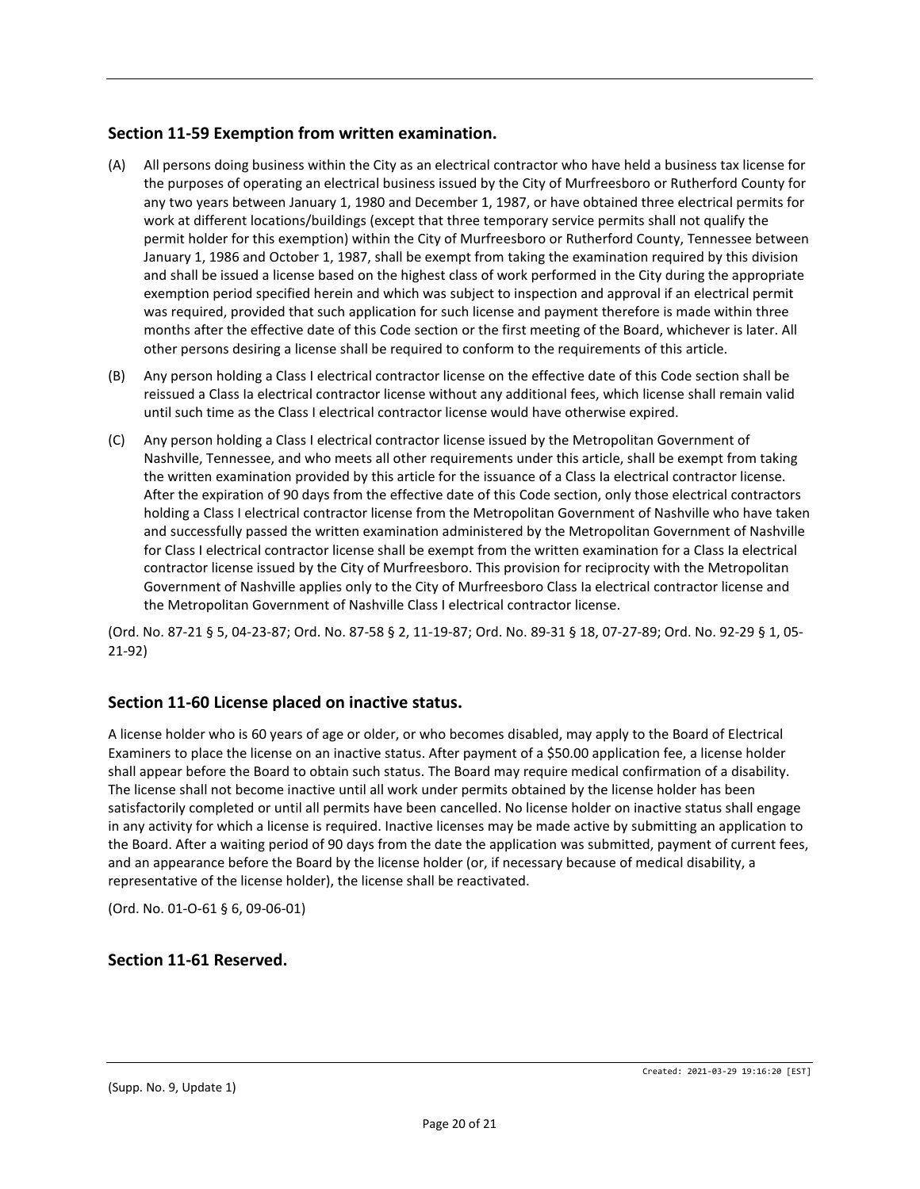## Section 11-59 Exemption from written examination.

(A) All persons doing business within the City as an electrical contractor who have held a business tax license for the purposes of operating an electrical business issued by the City of Murfreesboro or Rutherford County for any two years between January 1, 1980 and December 1, 1987, or have obtained three electrical permits for work at different locations/buildings (except that three temporary service permits shall not qualify the permit holder for this exemption) within the City of Murfreesboro or Rutherford County, Tennessee between January 1, 1986 and October 1, 1987, shall be exempt from taking the examination required by this division and shall be issued a license based on the highest class of work performed in the City during the appropriate exemption period specified herein and which was subject to inspection and approval if an electrical permit was required, provided that such application for such license and payment therefore is made within three months after the effective date of this Code section or the first meeting of the Board, whichever is later. All other persons desiring a license shall be required to conform to the requirements of this article.

(B) Any person holding a Class I electrical contractor license on the effective date of this Code section shall be reissued a Class Ia electrical contractor license without any additional fees, which license shall remain valid until such time as the Class I electrical contractor license would have otherwise expired.

(C) Any person holding a Class I electrical contractor license issued by the Metropolitan Government of Nashville, Tennessee, and who meets all other requirements under this article, shall be exempt from taking the written examination provided by this article for the issuance of a Class Ia electrical contractor license. After the expiration of 90 days from the effective date of this Code section, only those electrical contractors holding a Class I electrical contractor license from the Metropolitan Government of Nashville who have taken and successfully passed the written examination administered by the Metropolitan Government of Nashville for Class I electrical contractor license shall be exempt from the written examination for a Class Ia electrical contractor license issued by the City of Murfreesboro. This provision for reciprocity with the Metropolitan Government of Nashville applies only to the City of Murfreesboro Class Ia electrical contractor license and the Metropolitan Government of Nashville Class I electrical contractor license.

(Ord. No. 87-21 § 5, 04-23-87; Ord. No. 87-58 § 2, 11-19-87; Ord. No. 89-31 § 18, 07-27-89; Ord. No. 92-29 § 1, 05-21-92)

## Section 11-60 License placed on inactive status.

A license holder who is 60 years of age or older, or who becomes disabled, may apply to the Board of Electrical Examiners to place the license on an inactive status. After payment of a $50.00 application fee, a license holder shall appear before the Board to obtain such status. The Board may require medical confirmation of a disability. The license shall not become inactive until all work under permits obtained by the license holder has been satisfactorily completed or until all permits have been cancelled. No license holder on inactive status shall engage in any activity for which a license is required. Inactive licenses may be made active by submitting an application to the Board. After a waiting period of 90 days from the date the application was submitted, payment of current fees, and an appearance before the Board by the license holder (or, if necessary because of medical disability, a representative of the license holder), the license shall be reactivated.

(Ord. No. 01-O-61 § 6, 09-06-01)

## Section 11-61 Reserved.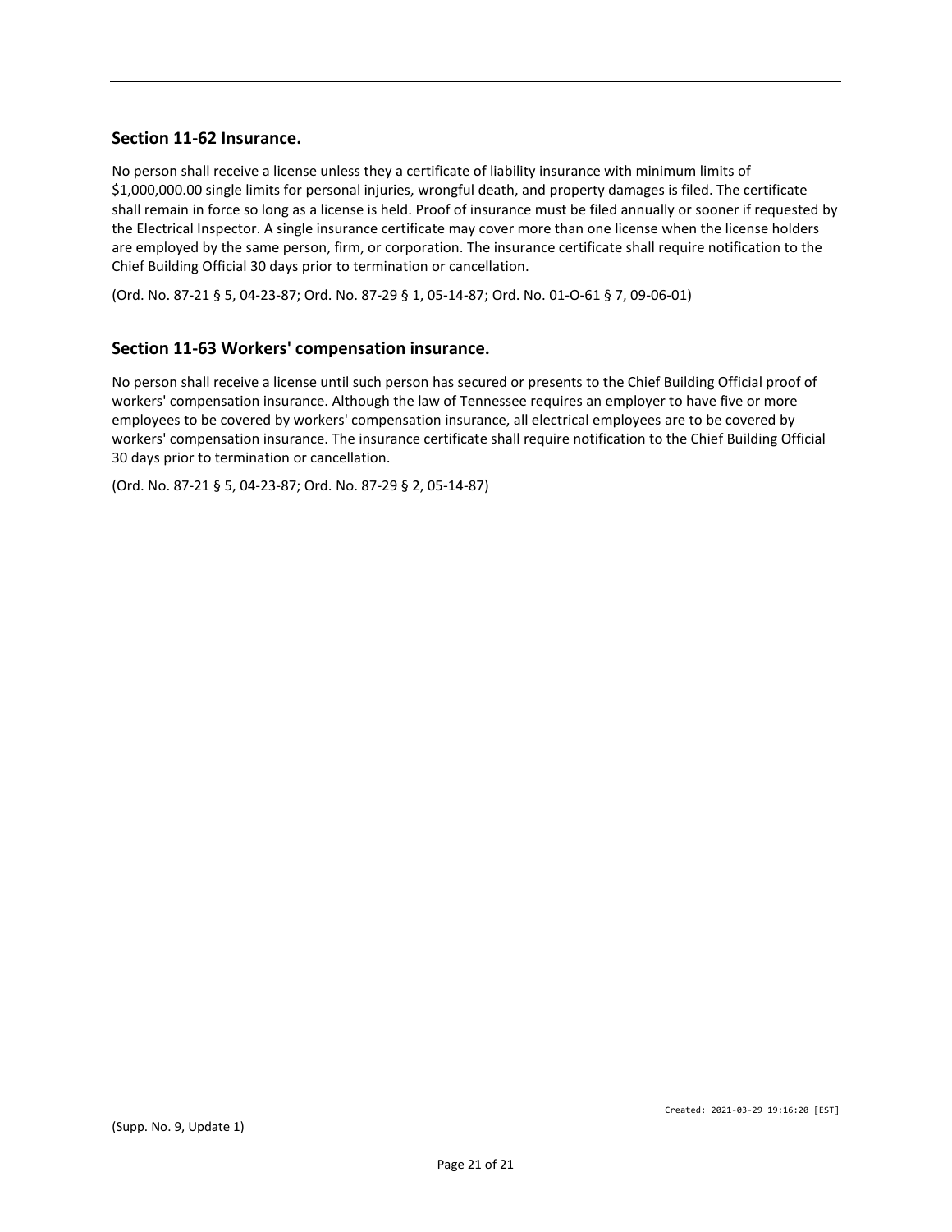## Section 11-62 Insurance.

No person shall receive a license unless they a certificate of liability insurance with minimum limits of $1,000,000.00 single limits for personal injuries, wrongful death, and property damages is filed. The certificate shall remain in force so long as a license is held. Proof of insurance must be filed annually or sooner if requested by the Electrical Inspector. A single insurance certificate may cover more than one license when the license holders are employed by the same person, firm, or corporation. The insurance certificate shall require notification to the Chief Building Official 30 days prior to termination or cancellation.

(Ord. No. 87-21 § 5, 04-23-87; Ord. No. 87-29 § 1, 05-14-87; Ord. No. 01-O-61 § 7, 09-06-01)

## Section 11-63 Workers' compensation insurance.

No person shall receive a license until such person has secured or presents to the Chief Building Official proof of workers' compensation insurance. Although the law of Tennessee requires an employer to have five or more employees to be covered by workers' compensation insurance, all electrical employees are to be covered by workers' compensation insurance. The insurance certificate shall require notification to the Chief Building Official 30 days prior to termination or cancellation.

(Ord. No. 87-21 § 5, 04-23-87; Ord. No. 87-29 § 2, 05-14-87)